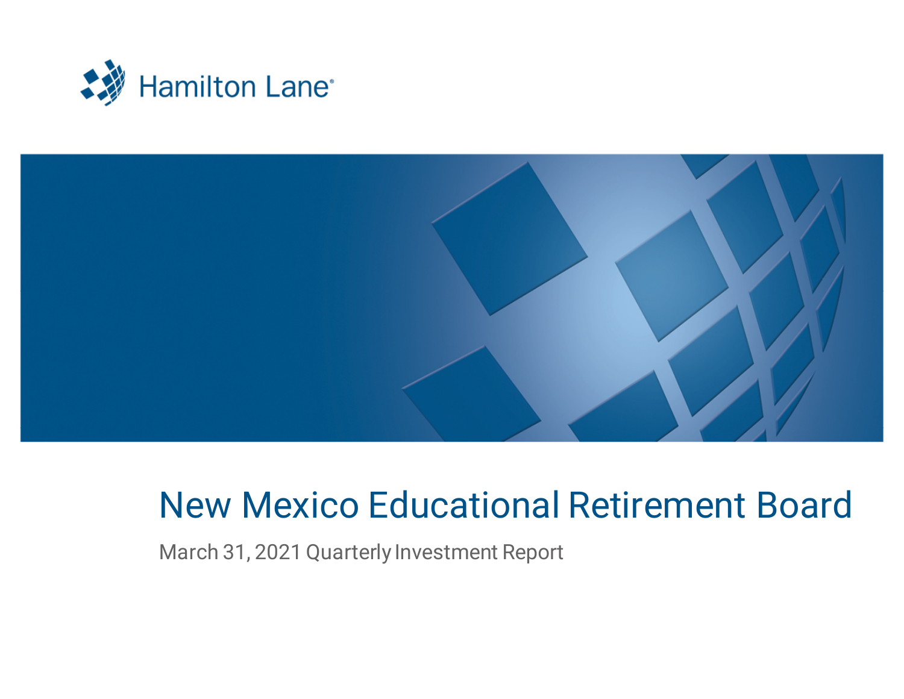Hamilton Lane

# New Mexico Educational Retirement Board

March 31, 2021 Quarterly Investment Report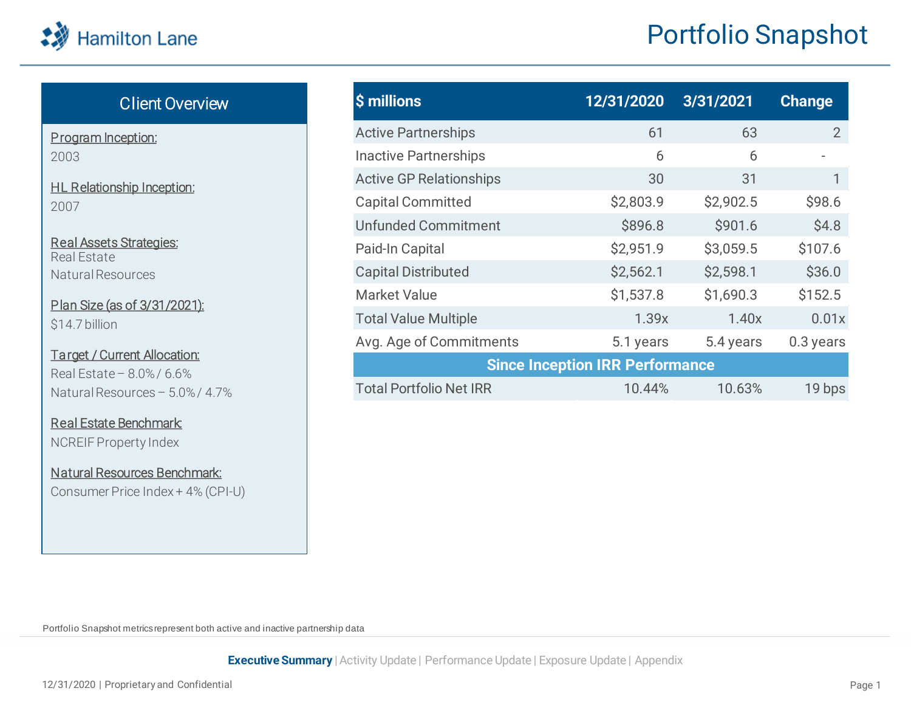# Portfolio Snapshot

## Client Overview

**Program Inception:**
2003

**HL Relationship Inception:**
2007

**Real Assets Strategies:**
Real Estate
Natural Resources

**Plan Size (as of 3/31/2021):**
$14.7 billion

**Target / Current Allocation:**
Real Estate – 8.0% / 6.6%
Natural Resources – 5.0% / 4.7%

**Real Estate Benchmark:**
NCREIF Property Index

**Natural Resources Benchmark:**
Consumer Price Index + 4% (CPI-U)

| $ millions | 12/31/2020 | 3/31/2021 | Change |
|---|---|---|---|
| Active Partnerships | 61 | 63 | 2 |
| Inactive Partnerships | 6 | 6 | - |
| Active GP Relationships | 30 | 31 | 1 |
| Capital Committed | $2,803.9 | $2,902.5 | $98.6 |
| Unfunded Commitment | $896.8 | $901.6 | $4.8 |
| Paid-In Capital | $2,951.9 | $3,059.5 | $107.6 |
| Capital Distributed | $2,562.1 | $2,598.1 | $36.0 |
| Market Value | $1,537.8 | $1,690.3 | $152.5 |
| Total Value Multiple | 1.39x | 1.40x | 0.01x |
| Avg. Age of Commitments | 5.1 years | 5.4 years | 0.3 years |
| **Since Inception IRR Performance** | | | |
| Total Portfolio Net IRR | 10.44% | 10.63% | 19 bps |

Portfolio Snapshot metrics represent both active and inactive partnership data

**Executive Summary** | Activity Update | Performance Update | Exposure Update | Appendix

12/31/2020 | Proprietary and Confidential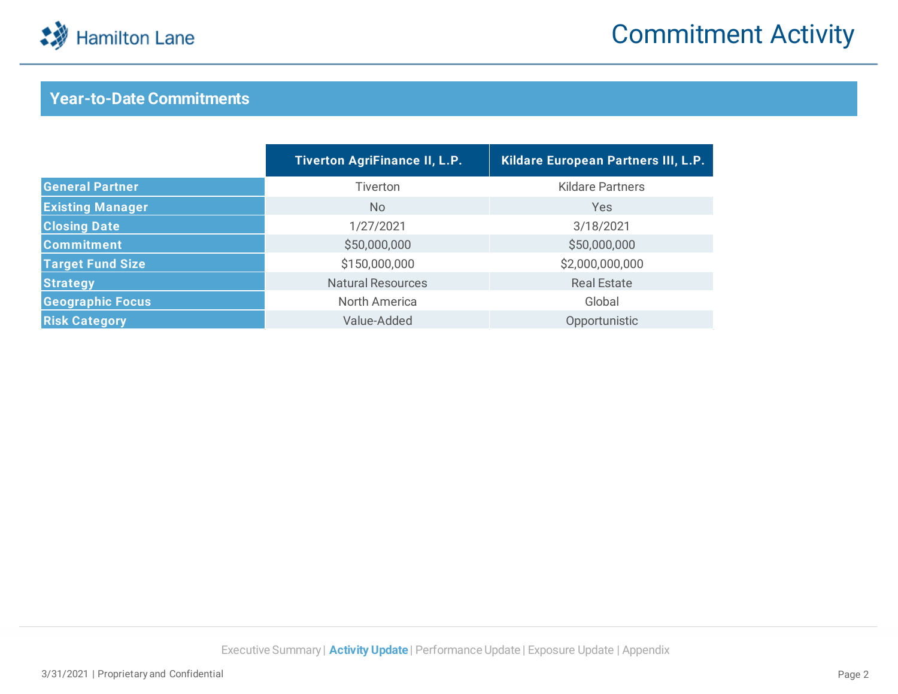# Commitment Activity

## Year-to-Date Commitments

| | Tiverton AgriFinance II, L.P. | Kildare European Partners III, L.P. |
|---|---|---|
| **General Partner** | Tiverton | Kildare Partners |
| **Existing Manager** | No | Yes |
| **Closing Date** | 1/27/2021 | 3/18/2021 |
| **Commitment** | $50,000,000 | $50,000,000 |
| **Target Fund Size** | $150,000,000 | $2,000,000,000 |
| **Strategy** | Natural Resources | Real Estate |
| **Geographic Focus** | North America | Global |
| **Risk Category** | Value-Added | Opportunistic |

Executive Summary | **Activity Update** | Performance Update | Exposure Update | Appendix

3/31/2021 | Proprietary and Confidential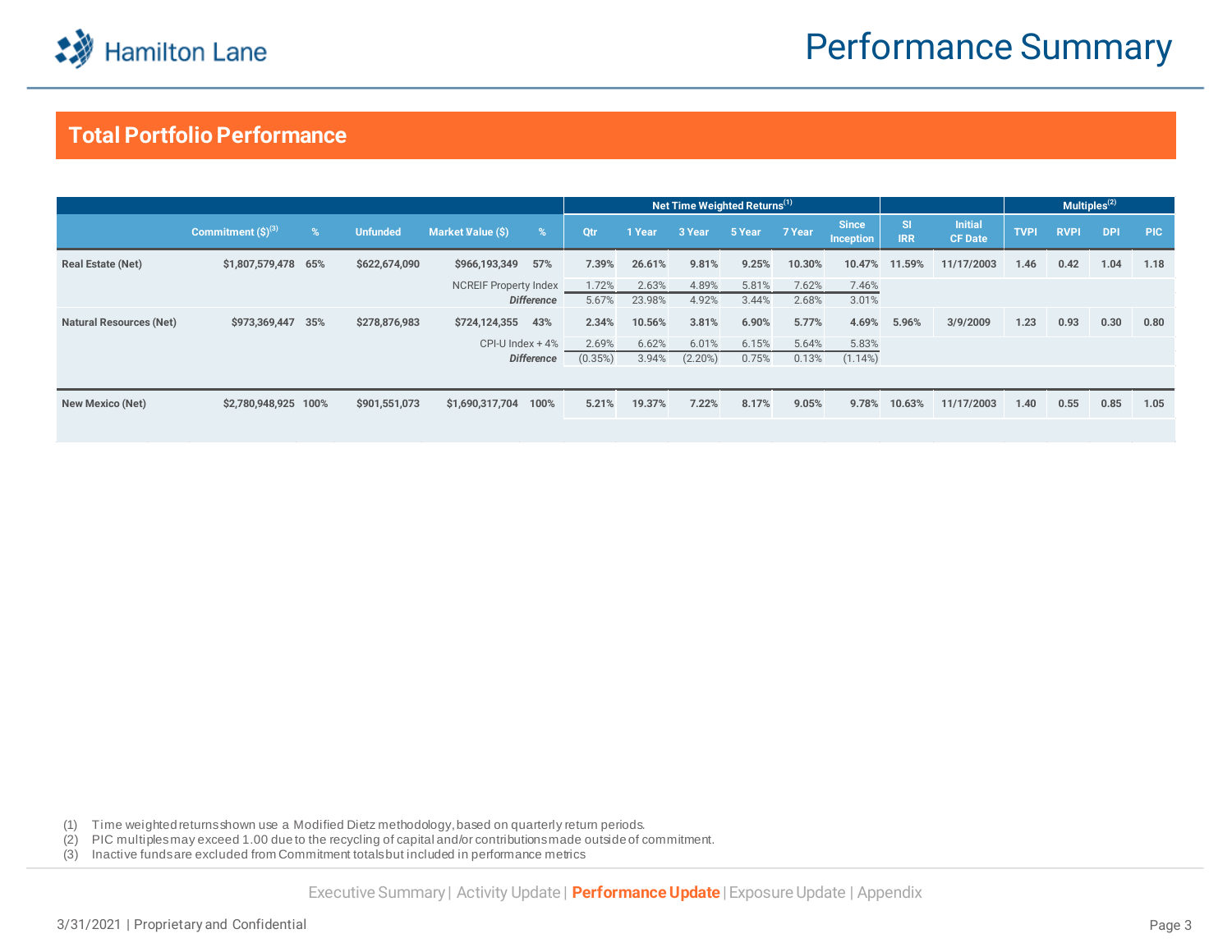# Performance Summary

## Total Portfolio Performance

| | Commitment ($)[3] | % | Unfunded | Market Value ($) | % | Net Time Weighted Returns[1] | | | | | | | | Multiples[2] | | | |
|---|---|---|---|---|---|---|---|---|---|---|---|---|---|---|---|---|---|
| | | | | | | Qtr | 1 Year | 3 Year | 5 Year | 7 Year | Since Inception | SI IRR | Initial CF Date | TVPI | RVPI | DPI | PIC |
| **Real Estate (Net)** | **$1,807,579,478** | **65%** | **$622,674,090** | **$966,193,349** | **57%** | **7.39%** | **26.61%** | **9.81%** | **9.25%** | **10.30%** | **10.47%** | **11.59%** | **11/17/2003** | **1.46** | **0.42** | **1.04** | **1.18** |
| | | | | NCREIF Property Index | | 1.72% | 2.63% | 4.89% | 5.81% | 7.62% | 7.46% | | | | | | |
| | | | | ***Difference*** | | 5.67% | 23.98% | 4.92% | 3.44% | 2.68% | 3.01% | | | | | | |
| **Natural Resources (Net)** | **$973,369,447** | **35%** | **$278,876,983** | **$724,124,355** | **43%** | **2.34%** | **10.56%** | **3.81%** | **6.90%** | **5.77%** | **4.69%** | **5.96%** | **3/9/2009** | **1.23** | **0.93** | **0.30** | **0.80** |
| | | | | CPI-U Index + 4% | | 2.69% | 6.62% | 6.01% | 6.15% | 5.64% | 5.83% | | | | | | |
| | | | | ***Difference*** | | (0.35%) | 3.94% | (2.20%) | 0.75% | 0.13% | (1.14%) | | | | | | |
| **New Mexico (Net)** | **$2,780,948,925** | **100%** | **$901,551,073** | **$1,690,317,704** | **100%** | **5.21%** | **19.37%** | **7.22%** | **8.17%** | **9.05%** | **9.78%** | **10.63%** | **11/17/2003** | **1.40** | **0.55** | **0.85** | **1.05** |

(1) Time weighted returns shown use a Modified Dietz methodology, based on quarterly return periods.
(2) PIC multiples may exceed 1.00 due to the recycling of capital and/or contributions made outside of commitment.
(3) Inactive funds are excluded from Commitment totals but included in performance metrics

Executive Summary | Activity Update | **Performance Update** | Exposure Update | Appendix

3/31/2021 | Proprietary and Confidential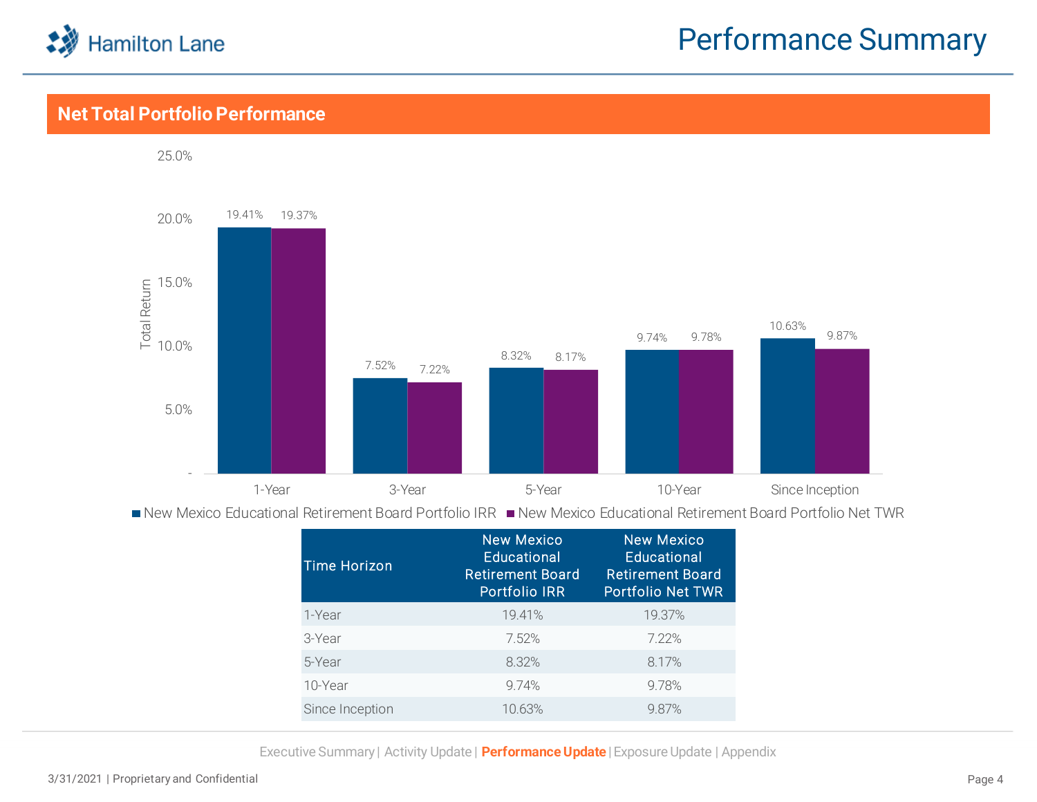# Performance Summary

## Net Total Portfolio Performance

| Time Horizon | New Mexico Educational Retirement Board Portfolio IRR | New Mexico Educational Retirement Board Portfolio Net TWR |
|---|---|---|
| 1-Year | 19.41% | 19.37% |
| 3-Year | 7.52% | 7.22% |
| 5-Year | 8.32% | 8.17% |
| 10-Year | 9.74% | 9.78% |
| Since Inception | 10.63% | 9.87% |

Executive Summary | Activity Update | **Performance Update** | Exposure Update | Appendix

3/31/2021 | Proprietary and Confidential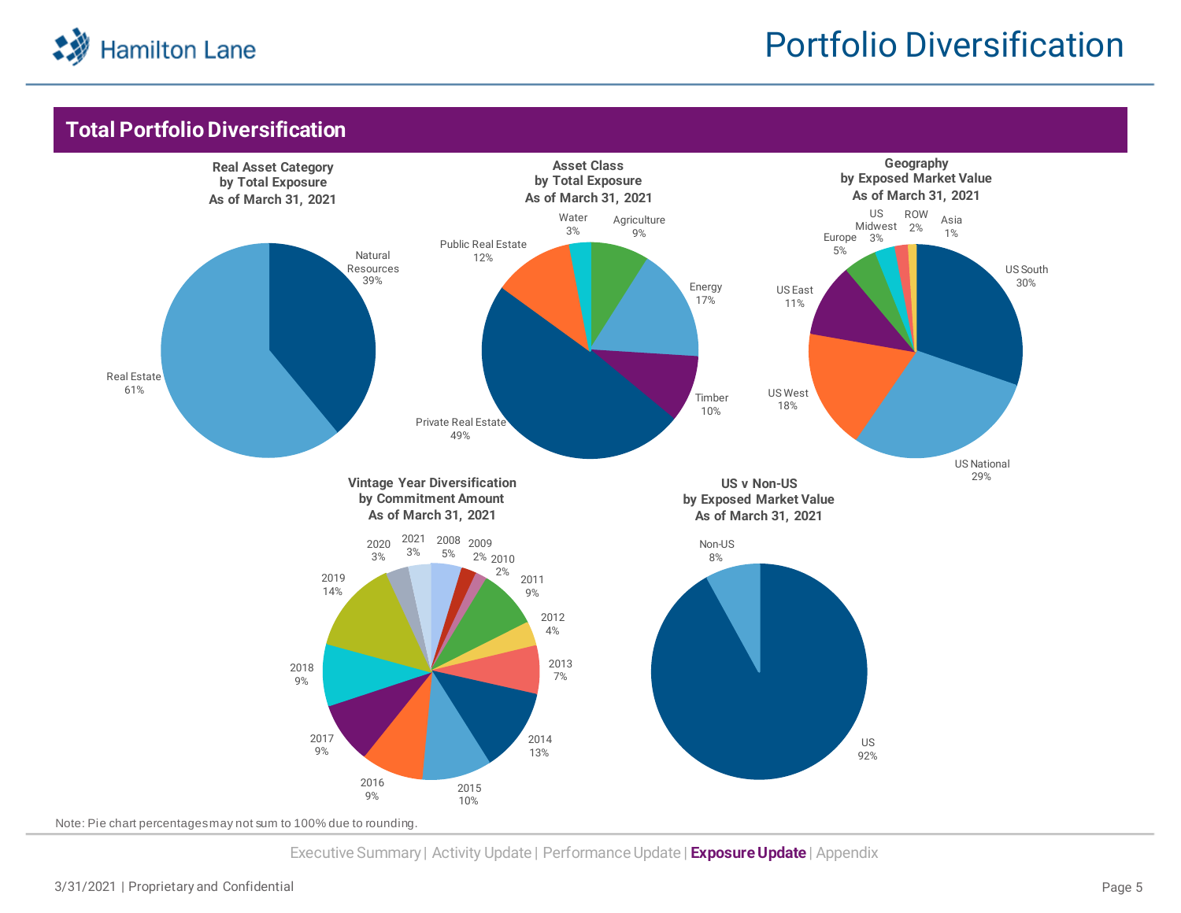# Portfolio Diversification

## Total Portfolio Diversification

**Real Asset Category by Total Exposure As of March 31, 2021**

| Category | % |
|---|---|
| Natural Resources | 39% |
| Real Estate | 61% |

**Asset Class by Total Exposure As of March 31, 2021**

| Asset Class | % |
|---|---|
| Water | 3% |
| Agriculture | 9% |
| Energy | 17% |
| Timber | 10% |
| Private Real Estate | 49% |
| Public Real Estate | 12% |

**Geography by Exposed Market Value As of March 31, 2021**

| Geography | % |
|---|---|
| US South | 30% |
| US National | 29% |
| US West | 18% |
| US East | 11% |
| Europe | 5% |
| US Midwest | 3% |
| ROW | 2% |
| Asia | 1% |

**Vintage Year Diversification by Commitment Amount As of March 31, 2021**

| Vintage Year | % |
|---|---|
| 2008 | 5% |
| 2009 | 2% |
| 2010 | 2% |
| 2011 | 9% |
| 2012 | 4% |
| 2013 | 7% |
| 2014 | 13% |
| 2015 | 10% |
| 2016 | 9% |
| 2017 | 9% |
| 2018 | 9% |
| 2019 | 14% |
| 2020 | 3% |
| 2021 | 3% |

**US v Non-US by Exposed Market Value As of March 31, 2021**

| Region | % |
|---|---|
| US | 92% |
| Non-US | 8% |

Note: Pie chart percentages may not sum to 100% due to rounding.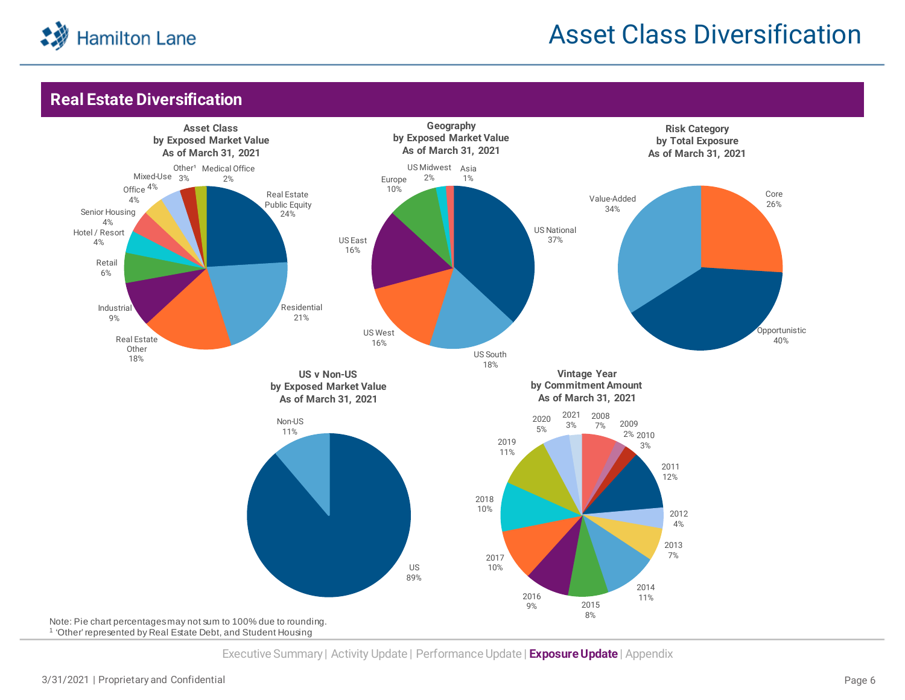# Asset Class Diversification

## Real Estate Diversification

**Asset Class by Exposed Market Value As of March 31, 2021**

| Asset Class | % |
|---|---|
| Real Estate Public Equity | 24% |
| Residential | 21% |
| Real Estate Other | 18% |
| Industrial | 9% |
| Retail | 6% |
| Hotel / Resort | 4% |
| Senior Housing | 4% |
| Office | 4% |
| Mixed-Use | 4% |
| Other[1] | 3% |
| Medical Office | 2% |

**Geography by Exposed Market Value As of March 31, 2021**

| Geography | % |
|---|---|
| US National | 37% |
| US South | 18% |
| US West | 16% |
| US East | 16% |
| Europe | 10% |
| US Midwest | 2% |
| Asia | 1% |

**Risk Category by Total Exposure As of March 31, 2021**

| Risk Category | % |
|---|---|
| Core | 26% |
| Opportunistic | 40% |
| Value-Added | 34% |

**US v Non-US by Exposed Market Value As of March 31, 2021**

| Region | % |
|---|---|
| US | 89% |
| Non-US | 11% |

**Vintage Year by Commitment Amount As of March 31, 2021**

| Vintage Year | % |
|---|---|
| 2008 | 7% |
| 2009 | 2% |
| 2010 | 3% |
| 2011 | 12% |
| 2012 | 4% |
| 2013 | 7% |
| 2014 | 11% |
| 2015 | 8% |
| 2016 | 9% |
| 2017 | 10% |
| 2018 | 10% |
| 2019 | 11% |
| 2020 | 5% |
| 2021 | 3% |

Note: Pie chart percentages may not sum to 100% due to rounding.
[1] 'Other' represented by Real Estate Debt, and Student Housing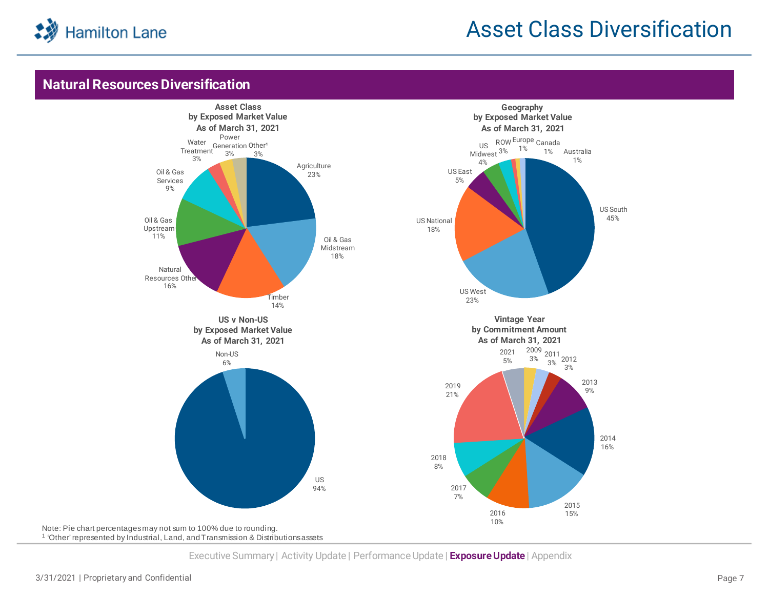# Asset Class Diversification

## Natural Resources Diversification

**Asset Class by Exposed Market Value As of March 31, 2021**

| Asset Class | % |
|---|---|
| Agriculture | 23% |
| Oil & Gas Midstream | 18% |
| Timber | 14% |
| Natural Resources Other | 16% |
| Oil & Gas Upstream | 11% |
| Oil & Gas Services | 9% |
| Water Treatment | 3% |
| Power Generation | 3% |
| Other[1] | 3% |

**Geography by Exposed Market Value As of March 31, 2021**

| Geography | % |
|---|---|
| US South | 45% |
| US West | 23% |
| US National | 18% |
| US East | 5% |
| US Midwest | 4% |
| ROW | 3% |
| Europe | 1% |
| Canada | 1% |
| Australia | 1% |

**US v Non-US by Exposed Market Value As of March 31, 2021**

| Region | % |
|---|---|
| US | 94% |
| Non-US | 6% |

**Vintage Year by Commitment Amount As of March 31, 2021**

| Vintage Year | % |
|---|---|
| 2009 | 3% |
| 2011 | 3% |
| 2012 | 3% |
| 2013 | 9% |
| 2014 | 16% |
| 2015 | 15% |
| 2016 | 10% |
| 2017 | 7% |
| 2018 | 8% |
| 2019 | 21% |
| 2021 | 5% |

Note: Pie chart percentages may not sum to 100% due to rounding.
[1] 'Other' represented by Industrial, Land, and Transmission & Distributions assets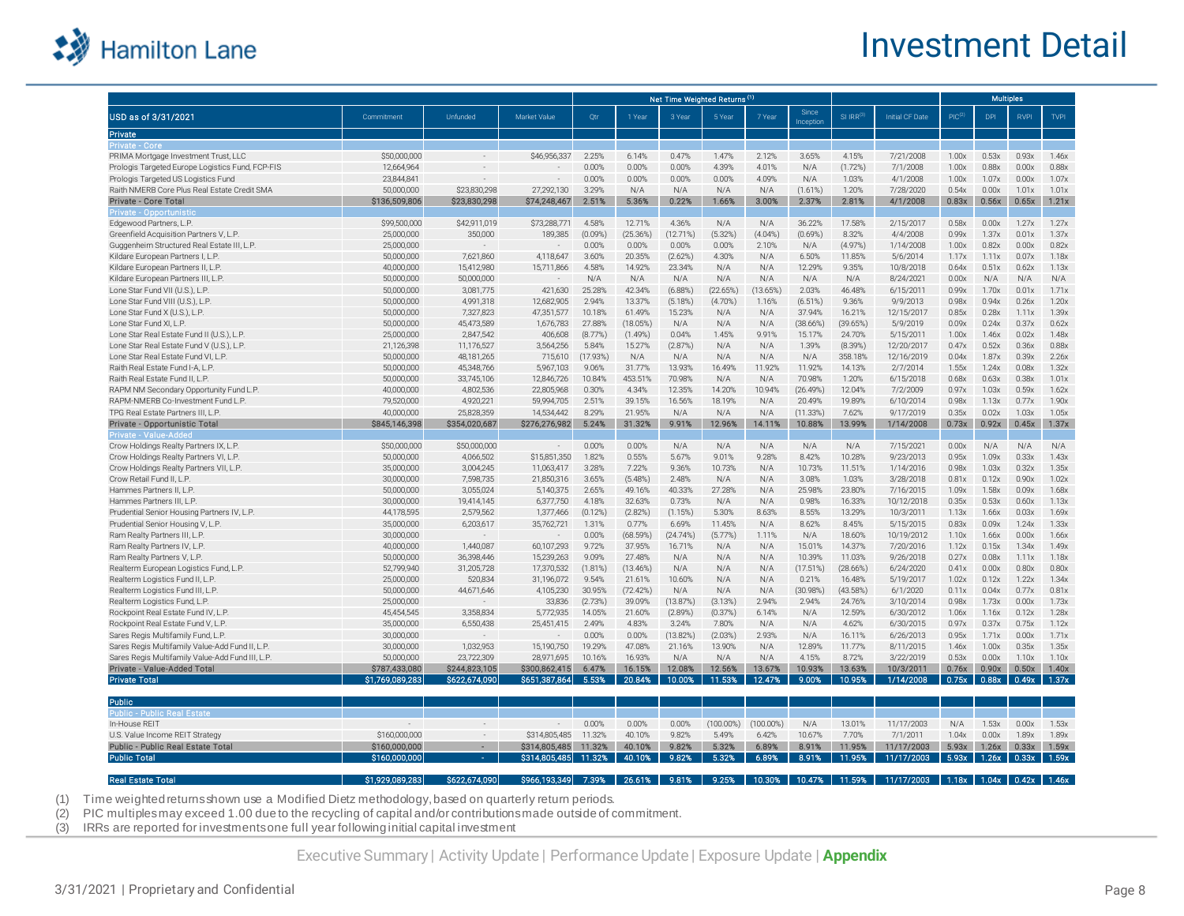# Investment Detail

| USD as of 3/31/2021 | Commitment | Unfunded | Market Value | Net Time Weighted Returns (1) Qtr | 1 Year | 3 Year | 5 Year | 7 Year | Since Inception | SI IRR(3) | Initial CF Date | Multiples PIC(2) | DPI | RVPI | TVPI |
|---|---|---|---|---|---|---|---|---|---|---|---|---|---|---|---|
| **Private** | | | | | | | | | | | | | | | |
| **Private - Core** | | | | | | | | | | | | | | | |
| PRIMA Mortgage Investment Trust, LLC | $50,000,000 | - | $46,956,337 | 2.25% | 6.14% | 0.47% | 1.47% | 2.12% | 3.65% | 4.15% | 7/21/2008 | 1.00x | 0.53x | 0.93x | 1.46x |
| Prologis Targeted Europe Logistics Fund, FCP-FIS | 12,664,964 | - | - | 0.00% | 0.00% | 0.00% | 4.39% | 4.01% | N/A | (1.72%) | 7/1/2008 | 1.00x | 0.88x | 0.00x | 0.88x |
| Prologis Targeted US Logistics Fund | 23,844,841 | - | - | 0.00% | 0.00% | 0.00% | 0.00% | 4.09% | N/A | 1.03% | 4/1/2008 | 1.00x | 1.07x | 0.00x | 1.07x |
| Raith NMERB Core Plus Real Estate Credit SMA | 50,000,000 | $23,830,298 | 27,292,130 | 3.29% | N/A | N/A | N/A | N/A | (1.61%) | 1.20% | 7/28/2020 | 0.54x | 0.00x | 1.01x | 1.01x |
| **Private - Core Total** | **$136,509,806** | **$23,830,298** | **$74,248,467** | **2.51%** | **5.36%** | **0.22%** | **1.66%** | **3.00%** | **2.37%** | **2.81%** | **4/1/2008** | **0.83x** | **0.56x** | **0.65x** | **1.21x** |
| **Private - Opportunistic** | | | | | | | | | | | | | | | |
| Edgewood Partners, L.P. | $99,500,000 | $42,911,019 | $73,288,771 | 4.58% | 12.71% | 4.36% | N/A | N/A | 36.22% | 17.58% | 2/15/2017 | 0.58x | 0.00x | 1.27x | 1.27x |
| Greenfield Acquisition Partners V, L.P. | 25,000,000 | 350,000 | 189,385 | (0.09%) | (25.36%) | (12.71%) | (5.32%) | (4.04%) | (0.69%) | 8.32% | 4/4/2008 | 0.99x | 1.37x | 0.01x | 1.37x |
| Guggenheim Structured Real Estate III, L.P. | 25,000,000 | - | - | 0.00% | 0.00% | 0.00% | 0.00% | 2.10% | N/A | (4.97%) | 1/14/2008 | 1.00x | 0.82x | 0.00x | 0.82x |
| Kildare European Partners I, L.P. | 50,000,000 | 7,621,860 | 4,118,647 | 3.60% | 20.35% | (2.62%) | 4.30% | N/A | 6.50% | 11.85% | 5/6/2014 | 1.17x | 1.11x | 0.07x | 1.18x |
| Kildare European Partners II, L.P. | 40,000,000 | 15,412,980 | 15,711,866 | 4.58% | 14.92% | 23.34% | N/A | N/A | 12.29% | 9.35% | 10/8/2018 | 0.64x | 0.51x | 0.62x | 1.13x |
| Kildare European Partners III, L.P. | 50,000,000 | 50,000,000 | - | N/A | N/A | N/A | N/A | N/A | N/A | N/A | 8/24/2021 | 0.00x | N/A | N/A | N/A |
| Lone Star Fund VII (U.S.), L.P. | 50,000,000 | 3,081,775 | 421,630 | 25.28% | 42.34% | (6.88%) | (22.65%) | (13.65%) | 2.03% | 46.48% | 6/15/2011 | 0.99x | 1.70x | 0.01x | 1.71x |
| Lone Star Fund VIII (U.S.), L.P. | 50,000,000 | 4,991,318 | 12,682,905 | 2.94% | 13.37% | (5.18%) | (4.70%) | 1.16% | (6.51%) | 9.36% | 9/9/2013 | 0.98x | 0.94x | 0.26x | 1.20x |
| Lone Star Fund X (U.S.), L.P. | 50,000,000 | 7,327,823 | 47,351,577 | 10.18% | 61.49% | 15.23% | N/A | N/A | 37.94% | 16.21% | 12/15/2017 | 0.85x | 0.28x | 1.11x | 1.39x |
| Lone Star Fund XI, L.P. | 50,000,000 | 45,473,589 | 1,676,783 | 27.88% | (18.05%) | N/A | N/A | N/A | (38.66%) | (39.65%) | 5/9/2019 | 0.09x | 0.24x | 0.37x | 0.62x |
| Lone Star Real Estate Fund II (U.S.), L.P. | 25,000,000 | 2,847,542 | 406,608 | (8.77%) | (1.49%) | 0.04% | 1.45% | 9.91% | 15.17% | 24.70% | 5/15/2011 | 1.00x | 1.46x | 0.02x | 1.48x |
| Lone Star Real Estate Fund V (U.S.), L.P. | 21,126,398 | 11,176,527 | 3,564,256 | 5.84% | 15.27% | (2.87%) | N/A | N/A | 1.39% | (8.39%) | 12/20/2017 | 0.47x | 0.52x | 0.36x | 0.88x |
| Lone Star Real Estate Fund VI, L.P. | 50,000,000 | 48,181,265 | 715,610 | (17.93%) | N/A | N/A | N/A | N/A | N/A | 358.18% | 12/16/2019 | 0.04x | 1.87x | 0.39x | 2.26x |
| Raith Real Estate Fund I-A, L.P. | 50,000,000 | 45,348,766 | 5,967,103 | 9.06% | 31.77% | 13.93% | 16.49% | 11.92% | 11.92% | 14.13% | 2/7/2014 | 1.55x | 1.24x | 0.08x | 1.32x |
| Raith Real Estate Fund II, L.P. | 50,000,000 | 33,745,106 | 12,846,726 | 10.84% | 453.51% | 70.98% | N/A | N/A | 70.98% | 1.20% | 6/15/2018 | 0.68x | 0.63x | 0.38x | 1.01x |
| RAPM NM Secondary Opportunity Fund L.P. | 40,000,000 | 4,802,536 | 22,805,968 | 0.30% | 4.34% | 12.35% | 14.20% | 10.94% | (26.49%) | 12.04% | 7/2/2009 | 0.97x | 1.03x | 0.59x | 1.62x |
| RAPM-NMERB Co-Investment Fund L.P. | 79,520,000 | 4,920,221 | 59,994,705 | 2.51% | 39.15% | 16.56% | 18.19% | N/A | 20.49% | 19.89% | 6/10/2014 | 0.98x | 1.13x | 0.77x | 1.90x |
| TPG Real Estate Partners III, L.P. | 40,000,000 | 25,828,359 | 14,534,442 | 8.29% | 21.95% | N/A | N/A | N/A | (11.33%) | 7.62% | 9/17/2019 | 0.35x | 0.02x | 1.03x | 1.05x |
| **Private - Opportunistic Total** | **$845,146,398** | **$354,020,687** | **$276,276,982** | **5.24%** | **31.32%** | **9.91%** | **12.96%** | **14.11%** | **10.88%** | **13.99%** | **1/14/2008** | **0.73x** | **0.92x** | **0.45x** | **1.37x** |
| **Private - Value-Added** | | | | | | | | | | | | | | | |
| Crow Holdings Realty Partners IX, L.P. | $50,000,000 | $50,000,000 | - | 0.00% | 0.00% | N/A | N/A | N/A | N/A | N/A | 7/15/2021 | 0.00x | N/A | N/A | N/A |
| Crow Holdings Realty Partners VI, L.P. | 50,000,000 | 4,066,502 | $15,851,350 | 1.82% | 0.55% | 5.67% | 9.01% | 9.28% | 8.42% | 10.28% | 9/23/2013 | 0.95x | 1.09x | 0.33x | 1.43x |
| Crow Holdings Realty Partners VII, L.P. | 35,000,000 | 3,004,245 | 11,063,417 | 3.28% | 7.22% | 9.36% | 10.73% | N/A | 10.73% | 11.51% | 1/14/2016 | 0.98x | 1.03x | 0.32x | 1.35x |
| Crow Retail Fund II, L.P. | 30,000,000 | 7,598,735 | 21,850,316 | 3.65% | (5.48%) | 2.48% | N/A | N/A | 3.08% | 1.03% | 3/28/2018 | 0.81x | 0.12x | 0.90x | 1.02x |
| Hammes Partners II, L.P. | 50,000,000 | 3,055,024 | 5,140,375 | 2.65% | 49.16% | 40.33% | 27.28% | N/A | 25.98% | 23.80% | 7/16/2015 | 1.09x | 1.58x | 0.09x | 1.68x |
| Hammes Partners III, L.P. | 30,000,000 | 19,414,145 | 6,377,750 | 4.18% | 32.63% | 0.73% | N/A | N/A | 0.98% | 16.33% | 10/12/2018 | 0.35x | 0.53x | 0.60x | 1.13x |
| Prudential Senior Housing Partners IV, L.P. | 44,178,595 | 2,579,562 | 1,377,466 | (0.12%) | (2.82%) | (1.15%) | 5.30% | 8.63% | 8.55% | 13.29% | 10/3/2011 | 1.13x | 1.66x | 0.03x | 1.69x |
| Prudential Senior Housing V, L.P. | 35,000,000 | 6,203,617 | 35,762,721 | 1.31% | 0.77% | 6.69% | 11.45% | N/A | 8.62% | 8.45% | 5/15/2015 | 0.83x | 0.09x | 1.24x | 1.33x |
| Ram Realty Partners III, L.P. | 30,000,000 | - | - | 0.00% | (68.59%) | (24.74%) | (5.77%) | 1.11% | N/A | 18.60% | 10/19/2012 | 1.10x | 1.66x | 0.00x | 1.66x |
| Ram Realty Partners IV, L.P. | 40,000,000 | 1,440,087 | 60,107,293 | 9.72% | 37.95% | 16.71% | N/A | N/A | 15.01% | 14.37% | 7/20/2016 | 1.12x | 0.15x | 1.34x | 1.49x |
| Ram Realty Partners V, L.P. | 50,000,000 | 36,398,446 | 15,239,263 | 9.09% | 27.48% | N/A | N/A | N/A | 10.39% | 11.03% | 9/26/2018 | 0.27x | 0.08x | 1.11x | 1.18x |
| Realterm European Logistics Fund, L.P. | 52,799,940 | 31,205,728 | 17,370,532 | (1.81%) | (13.46%) | N/A | N/A | N/A | (17.51%) | (28.66%) | 6/24/2020 | 0.41x | 0.00x | 0.80x | 0.80x |
| Realterm Logistics Fund II, L.P. | 25,000,000 | 520,834 | 31,196,072 | 9.54% | 21.61% | 10.60% | N/A | N/A | 0.21% | 16.48% | 5/19/2017 | 1.02x | 0.12x | 1.22x | 1.34x |
| Realterm Logistics Fund III, L.P. | 50,000,000 | 44,671,646 | 4,105,230 | 30.95% | (72.42%) | N/A | N/A | N/A | (30.98%) | (43.58%) | 6/1/2020 | 0.11x | 0.04x | 0.77x | 0.81x |
| Realterm Logistics Fund, L.P. | 25,000,000 | - | 33,836 | (2.73%) | 39.09% | (13.87%) | (3.13%) | 2.94% | 2.94% | 24.76% | 3/10/2014 | 0.98x | 1.73x | 0.00x | 1.73x |
| Rockpoint Real Estate Fund IV, L.P. | 45,454,545 | 3,358,834 | 5,772,935 | 14.05% | 21.60% | (2.89%) | (0.37%) | 6.14% | N/A | 12.59% | 6/30/2012 | 1.06x | 1.16x | 0.12x | 1.28x |
| Rockpoint Real Estate Fund V, L.P. | 35,000,000 | 6,550,438 | 25,451,415 | 2.49% | 4.83% | 3.24% | 7.80% | N/A | N/A | 4.62% | 6/30/2015 | 0.97x | 0.37x | 0.75x | 1.12x |
| Sares Regis Multifamily Fund, L.P. | 30,000,000 | - | - | 0.00% | 0.00% | (13.82%) | (2.03%) | 2.93% | N/A | 16.11% | 6/26/2013 | 0.95x | 1.71x | 0.00x | 1.71x |
| Sares Regis Multifamily Value-Add Fund II, L.P. | 30,000,000 | 1,032,953 | 15,190,750 | 19.29% | 47.08% | 21.16% | 13.90% | N/A | 12.89% | 11.77% | 8/11/2015 | 1.46x | 1.00x | 0.35x | 1.35x |
| Sares Regis Multifamily Value-Add Fund III, L.P. | 50,000,000 | 23,722,309 | 28,971,695 | 10.16% | 16.93% | N/A | N/A | N/A | 4.15% | 8.72% | 3/22/2019 | 0.53x | 0.00x | 1.10x | 1.10x |
| **Private - Value-Added Total** | **$787,433,080** | **$244,823,105** | **$300,862,415** | **6.47%** | **16.15%** | **12.08%** | **12.56%** | **13.67%** | **10.93%** | **13.63%** | **10/3/2011** | **0.76x** | **0.90x** | **0.50x** | **1.40x** |
| **Private Total** | **$1,769,089,283** | **$622,674,090** | **$651,387,864** | **5.53%** | **20.84%** | **10.00%** | **11.53%** | **12.47%** | **9.00%** | **10.95%** | **1/14/2008** | **0.75x** | **0.88x** | **0.49x** | **1.37x** |
| **Public** | | | | | | | | | | | | | | | |
| **Public - Public Real Estate** | | | | | | | | | | | | | | | |
| In-House REIT | - | - | - | 0.00% | 0.00% | 0.00% | (100.00%) | (100.00%) | N/A | 13.01% | 11/17/2003 | N/A | 1.53x | 0.00x | 1.53x |
| U.S. Value Income REIT Strategy | $160,000,000 | - | $314,805,485 | 11.32% | 40.10% | 9.82% | 5.49% | 6.42% | 10.67% | 7.70% | 7/1/2011 | 1.04x | 0.00x | 1.89x | 1.89x |
| **Public - Public Real Estate Total** | **$160,000,000** | **-** | **$314,805,485** | **11.32%** | **40.10%** | **9.82%** | **5.32%** | **6.89%** | **8.91%** | **11.95%** | **11/17/2003** | **5.93x** | **1.26x** | **0.33x** | **1.59x** |
| **Public Total** | **$160,000,000** | **-** | **$314,805,485** | **11.32%** | **40.10%** | **9.82%** | **5.32%** | **6.89%** | **8.91%** | **11.95%** | **11/17/2003** | **5.93x** | **1.26x** | **0.33x** | **1.59x** |
| **Real Estate Total** | **$1,929,089,283** | **$622,674,090** | **$966,193,349** | **7.39%** | **26.61%** | **9.81%** | **9.25%** | **10.30%** | **10.47%** | **11.59%** | **11/17/2003** | **1.18x** | **1.04x** | **0.42x** | **1.46x** |

(1) Time weighted returns shown use a Modified Dietz methodology, based on quarterly return periods.
(2) PIC multiples may exceed 1.00 due to the recycling of capital and/or contributions made outside of commitment.
(3) IRRs are reported for investments one full year following initial capital investment

Executive Summary | Activity Update | Performance Update | Exposure Update | **Appendix**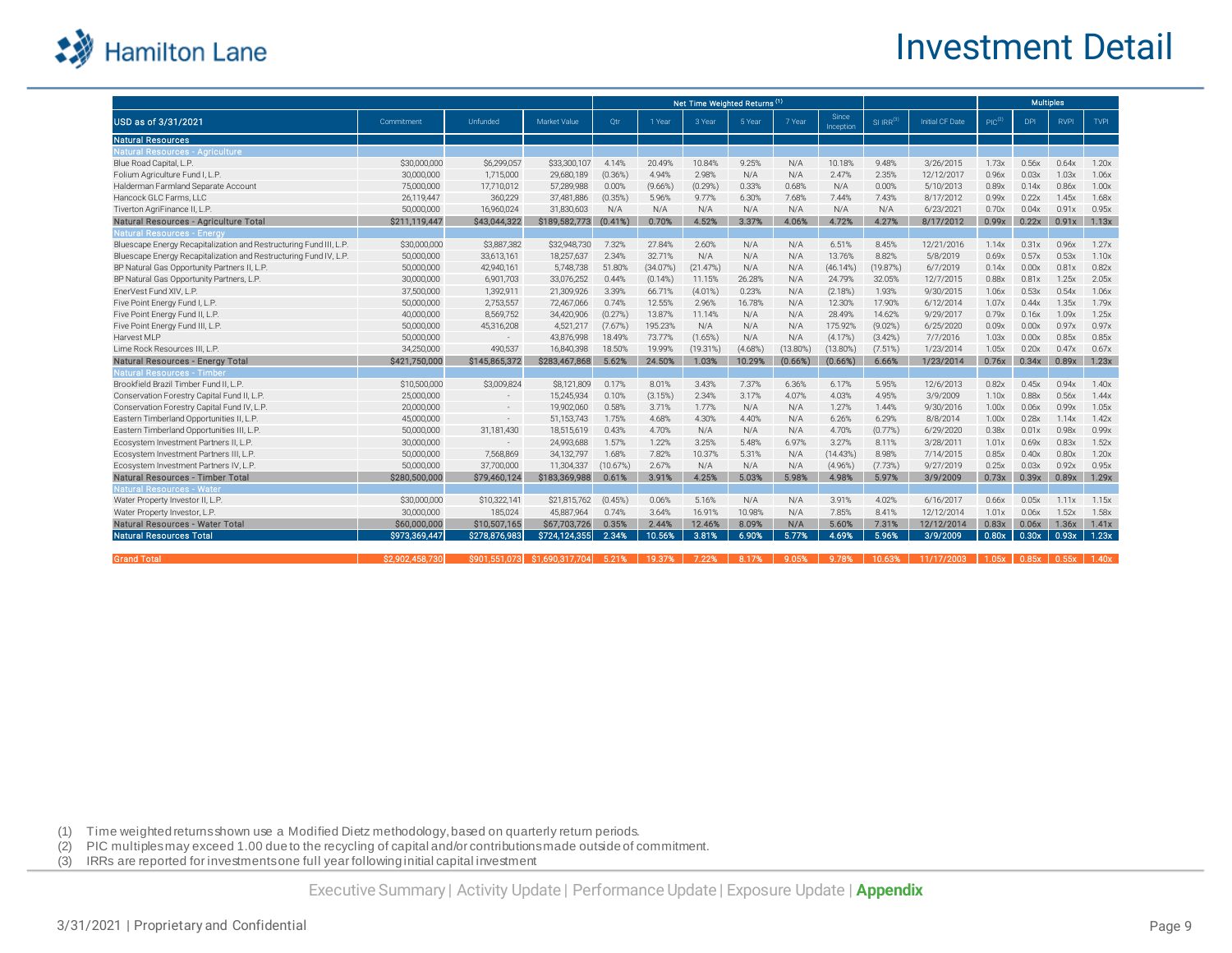# Investment Detail

| USD as of 3/31/2021 | Commitment | Unfunded | Market Value | Net Time Weighted Returns (1) Qtr | 1 Year | 3 Year | 5 Year | 7 Year | Since Inception | SI IRR(3) | Initial CF Date | Multiples PIC(2) | DPI | RVPI | TVPI |
|---|---|---|---|---|---|---|---|---|---|---|---|---|---|---|---|
| **Natural Resources** | | | | | | | | | | | | | | | |
| **Natural Resources - Agriculture** | | | | | | | | | | | | | | | |
| Blue Road Capital, L.P. | $30,000,000 | $6,299,057 | $33,300,107 | 4.14% | 20.49% | 10.84% | 9.25% | N/A | 10.18% | 9.48% | 3/26/2015 | 1.73x | 0.56x | 0.64x | 1.20x |
| Folium Agriculture Fund I, L.P. | 30,000,000 | 1,715,000 | 29,680,189 | (0.36%) | 4.94% | 2.98% | N/A | N/A | 2.47% | 2.35% | 12/12/2017 | 0.96x | 0.03x | 1.03x | 1.06x |
| Halderman Farmland Separate Account | 75,000,000 | 17,710,012 | 57,289,988 | 0.00% | (9.66%) | (0.29%) | 0.33% | 0.68% | N/A | 0.00% | 5/10/2013 | 0.89x | 0.14x | 0.86x | 1.00x |
| Hancock GLC Farms, LLC | 26,119,447 | 360,229 | 37,481,886 | (0.35%) | 5.96% | 9.77% | 6.30% | 7.68% | 7.44% | 7.43% | 8/17/2012 | 0.99x | 0.22x | 1.45x | 1.68x |
| Tiverton AgriFinance II, L.P. | 50,000,000 | 16,960,024 | 31,830,603 | N/A | N/A | N/A | N/A | N/A | N/A | N/A | 6/23/2021 | 0.70x | 0.04x | 0.91x | 0.95x |
| **Natural Resources - Agriculture Total** | **$211,119,447** | **$43,044,322** | **$189,582,773** | **(0.41%)** | **0.70%** | **4.52%** | **3.37%** | **4.06%** | **4.72%** | **4.27%** | **8/17/2012** | **0.99x** | **0.22x** | **0.91x** | **1.13x** |
| **Natural Resources - Energy** | | | | | | | | | | | | | | | |
| Bluescape Energy Recapitalization and Restructuring Fund III, L.P. | $30,000,000 | $3,887,382 | $32,948,730 | 7.32% | 27.84% | 2.60% | N/A | N/A | 6.51% | 8.45% | 12/21/2016 | 1.14x | 0.31x | 0.96x | 1.27x |
| Bluescape Energy Recapitalization and Restructuring Fund IV, L.P. | 50,000,000 | 33,613,161 | 18,257,637 | 2.34% | 32.71% | N/A | N/A | N/A | 13.76% | 8.82% | 5/8/2019 | 0.69x | 0.57x | 0.53x | 1.10x |
| BP Natural Gas Opportunity Partners II, L.P. | 50,000,000 | 42,940,161 | 5,748,738 | 51.80% | (34.07%) | (21.47%) | N/A | N/A | (46.14%) | (19.87%) | 6/7/2019 | 0.14x | 0.00x | 0.81x | 0.82x |
| BP Natural Gas Opportunity Partners, L.P. | 30,000,000 | 6,901,703 | 33,076,252 | 0.44% | (0.14%) | 11.15% | 26.28% | N/A | 24.79% | 32.05% | 12/7/2015 | 0.88x | 0.81x | 1.25x | 2.05x |
| EnerVest Fund XIV, L.P. | 37,500,000 | 1,392,911 | 21,309,926 | 3.39% | 66.71% | (4.01%) | 0.23% | N/A | (2.18%) | 1.93% | 9/30/2015 | 1.06x | 0.53x | 0.54x | 1.06x |
| Five Point Energy Fund I, L.P. | 50,000,000 | 2,753,557 | 72,467,066 | 0.74% | 12.55% | 2.96% | 16.78% | N/A | 12.30% | 17.90% | 6/12/2014 | 1.07x | 0.44x | 1.35x | 1.79x |
| Five Point Energy Fund II, L.P. | 40,000,000 | 8,569,752 | 34,420,906 | (0.27%) | 13.87% | 11.14% | N/A | N/A | 28.49% | 14.62% | 9/29/2017 | 0.79x | 0.16x | 1.09x | 1.25x |
| Five Point Energy Fund III, L.P. | 50,000,000 | 45,316,208 | 4,521,217 | (7.67%) | 195.23% | N/A | N/A | N/A | 175.92% | (9.02%) | 6/25/2020 | 0.09x | 0.00x | 0.97x | 0.97x |
| Harvest MLP | 50,000,000 | - | 43,876,998 | 18.49% | 73.77% | (1.65%) | N/A | N/A | (4.17%) | (3.42%) | 7/7/2016 | 1.03x | 0.00x | 0.85x | 0.85x |
| Lime Rock Resources III, L.P. | 34,250,000 | 490,537 | 16,840,398 | 18.50% | 19.99% | (19.31%) | (4.68%) | (13.80%) | (13.80%) | (7.51%) | 1/23/2014 | 1.05x | 0.20x | 0.47x | 0.67x |
| **Natural Resources - Energy Total** | **$421,750,000** | **$145,865,372** | **$283,467,868** | **5.62%** | **24.50%** | **1.03%** | **10.29%** | **(0.66%)** | **(0.66%)** | **6.66%** | **1/23/2014** | **0.76x** | **0.34x** | **0.89x** | **1.23x** |
| **Natural Resources - Timber** | | | | | | | | | | | | | | | |
| Brookfield Brazil Timber Fund II, L.P. | $10,500,000 | $3,009,824 | $8,121,809 | 0.17% | 8.01% | 3.43% | 7.37% | 6.36% | 6.17% | 5.95% | 12/6/2013 | 0.82x | 0.45x | 0.94x | 1.40x |
| Conservation Forestry Capital Fund II, L.P. | 25,000,000 | - | 15,245,934 | 0.10% | (3.15%) | 2.34% | 3.17% | 4.07% | 4.03% | 4.95% | 3/9/2009 | 1.10x | 0.88x | 0.56x | 1.44x |
| Conservation Forestry Capital Fund IV, L.P. | 20,000,000 | - | 19,902,060 | 0.58% | 3.71% | 1.77% | N/A | N/A | 1.27% | 1.44% | 9/30/2016 | 1.00x | 0.06x | 0.99x | 1.05x |
| Eastern Timberland Opportunities II, L.P. | 45,000,000 | - | 51,153,743 | 1.75% | 4.68% | 4.30% | 4.40% | N/A | 6.26% | 6.29% | 8/8/2014 | 1.00x | 0.28x | 1.14x | 1.42x |
| Eastern Timberland Opportunities III, L.P. | 50,000,000 | 31,181,430 | 18,515,619 | 0.43% | 4.70% | N/A | N/A | N/A | 4.70% | (0.77%) | 6/29/2020 | 0.38x | 0.01x | 0.98x | 0.99x |
| Ecosystem Investment Partners II, L.P. | 30,000,000 | - | 24,993,688 | 1.57% | 1.22% | 3.25% | 5.48% | 6.97% | 3.27% | 8.11% | 3/28/2011 | 1.01x | 0.69x | 0.83x | 1.52x |
| Ecosystem Investment Partners III, L.P. | 50,000,000 | 7,568,869 | 34,132,797 | 1.68% | 7.82% | 10.37% | 5.31% | N/A | (14.43%) | 8.98% | 7/14/2015 | 0.85x | 0.40x | 0.80x | 1.20x |
| Ecosystem Investment Partners IV, L.P. | 50,000,000 | 37,700,000 | 11,304,337 | (10.67%) | 2.67% | N/A | N/A | N/A | (4.96%) | (7.73%) | 9/27/2019 | 0.25x | 0.03x | 0.92x | 0.95x |
| **Natural Resources - Timber Total** | **$280,500,000** | **$79,460,124** | **$183,369,988** | **0.61%** | **3.91%** | **4.25%** | **5.03%** | **5.98%** | **4.98%** | **5.97%** | **3/9/2009** | **0.73x** | **0.39x** | **0.89x** | **1.29x** |
| **Natural Resources - Water** | | | | | | | | | | | | | | | |
| Water Property Investor II, L.P. | $30,000,000 | $10,322,141 | $21,815,762 | (0.45%) | 0.06% | 5.16% | N/A | N/A | 3.91% | 4.02% | 6/16/2017 | 0.66x | 0.05x | 1.11x | 1.15x |
| Water Property Investor, L.P. | 30,000,000 | 185,024 | 45,887,964 | 0.74% | 3.64% | 16.91% | 10.98% | N/A | 7.85% | 8.41% | 12/12/2014 | 1.01x | 0.06x | 1.52x | 1.58x |
| **Natural Resources - Water Total** | **$60,000,000** | **$10,507,165** | **$67,703,726** | **0.35%** | **2.44%** | **12.46%** | **8.09%** | **N/A** | **5.60%** | **7.31%** | **12/12/2014** | **0.83x** | **0.06x** | **1.36x** | **1.41x** |
| **Natural Resources Total** | **$973,369,447** | **$278,876,983** | **$724,124,355** | **2.34%** | **10.56%** | **3.81%** | **6.90%** | **5.77%** | **4.69%** | **5.96%** | **3/9/2009** | **0.80x** | **0.30x** | **0.93x** | **1.23x** |
| **Grand Total** | **$2,902,458,730** | **$901,551,073** | **$1,690,317,704** | **5.21%** | **19.37%** | **7.22%** | **8.17%** | **9.05%** | **9.78%** | **10.63%** | **11/17/2003** | **1.05x** | **0.85x** | **0.55x** | **1.40x** |

(1) Time weighted returns shown use a Modified Dietz methodology, based on quarterly return periods.
(2) PIC multiples may exceed 1.00 due to the recycling of capital and/or contributions made outside of commitment.
(3) IRRs are reported for investments one full year following initial capital investment

Executive Summary | Activity Update | Performance Update | Exposure Update | **Appendix**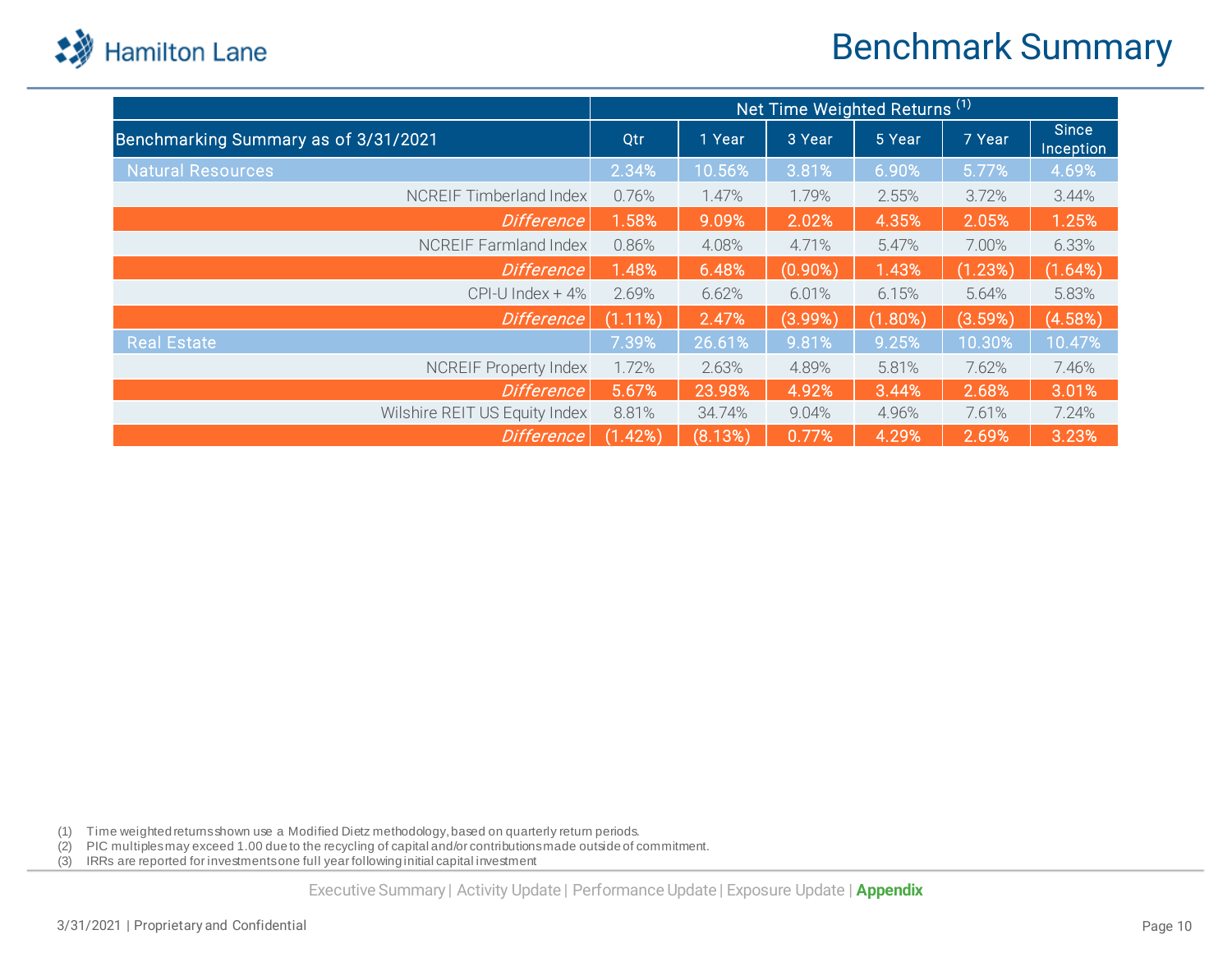# Benchmark Summary

| | Net Time Weighted Returns [1] | | | | | |
|---|---|---|---|---|---|---|
| Benchmarking Summary as of 3/31/2021 | Qtr | 1 Year | 3 Year | 5 Year | 7 Year | Since Inception |
| Natural Resources | 2.34% | 10.56% | 3.81% | 6.90% | 5.77% | 4.69% |
| NCREIF Timberland Index | 0.76% | 1.47% | 1.79% | 2.55% | 3.72% | 3.44% |
| *Difference* | 1.58% | 9.09% | 2.02% | 4.35% | 2.05% | 1.25% |
| NCREIF Farmland Index | 0.86% | 4.08% | 4.71% | 5.47% | 7.00% | 6.33% |
| *Difference* | 1.48% | 6.48% | (0.90%) | 1.43% | (1.23%) | (1.64%) |
| CPI-U Index + 4% | 2.69% | 6.62% | 6.01% | 6.15% | 5.64% | 5.83% |
| *Difference* | (1.11%) | 2.47% | (3.99%) | (1.80%) | (3.59%) | (4.58%) |
| Real Estate | 7.39% | 26.61% | 9.81% | 9.25% | 10.30% | 10.47% |
| NCREIF Property Index | 1.72% | 2.63% | 4.89% | 5.81% | 7.62% | 7.46% |
| *Difference* | 5.67% | 23.98% | 4.92% | 3.44% | 2.68% | 3.01% |
| Wilshire REIT US Equity Index | 8.81% | 34.74% | 9.04% | 4.96% | 7.61% | 7.24% |
| *Difference* | (1.42%) | (8.13%) | 0.77% | 4.29% | 2.69% | 3.23% |

(1) Time weighted returns shown use a Modified Dietz methodology, based on quarterly return periods.
(2) PIC multiples may exceed 1.00 due to the recycling of capital and/or contributions made outside of commitment.
(3) IRRs are reported for investments one full year following initial capital investment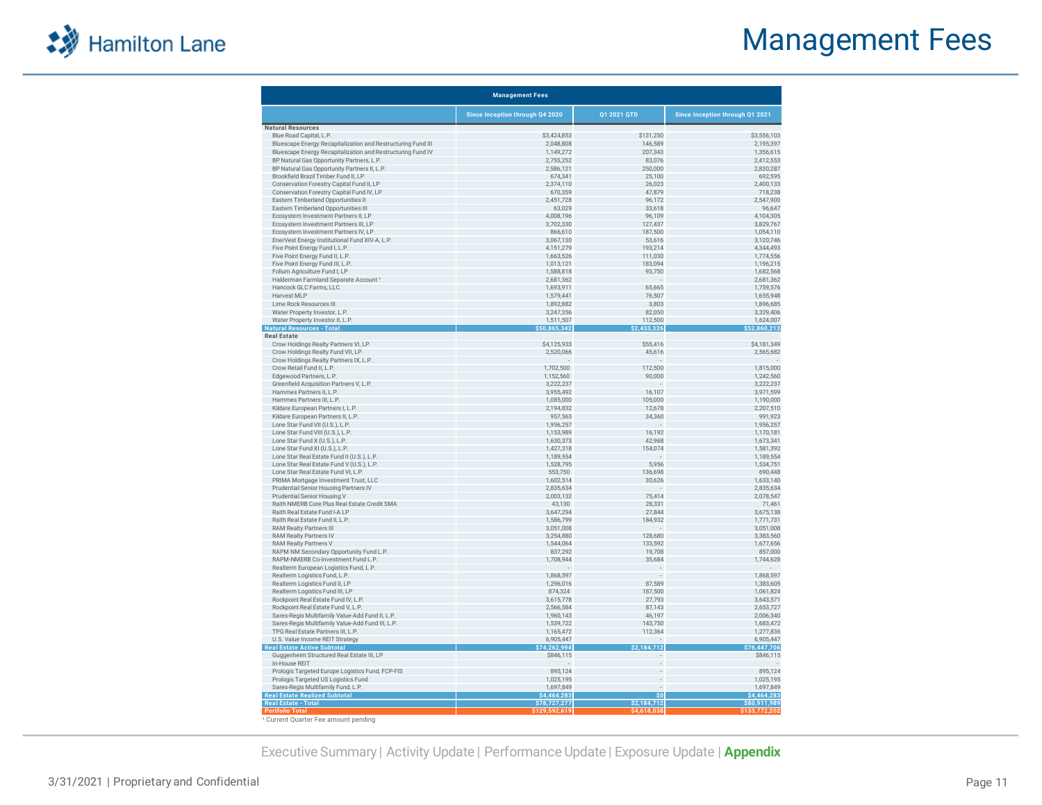# Management Fees

| Management Fees | | | |
|---|---|---|---|
| | Since Inception through Q4 2020 | Q1 2021 QTD | Since Inception through Q1 2021 |
| **Natural Resources** | | | |
| Blue Road Capital, L.P. | $3,424,853 | $131,250 | $3,556,103 |
| Bluescape Energy Recapitalization and Restructuring Fund III | 2,048,808 | 146,589 | 2,195,397 |
| Bluescape Energy Recapitalization and Restructuring Fund IV | 1,149,272 | 207,343 | 1,356,615 |
| BP Natural Gas Opportunity Partners, L.P. | 2,755,252 | 83,076 | 2,412,553 |
| BP Natural Gas Opportunity Partners II, L.P. | 2,586,121 | 250,000 | 2,830,287 |
| Brookfield Brazil Timber Fund II, LP | 674,341 | 25,100 | 692,595 |
| Conservation Forestry Capital Fund II, LP | 2,374,110 | 26,023 | 2,400,133 |
| Conservation Forestry Capital Fund IV, LP | 670,359 | 47,879 | 718,238 |
| Eastern Timberland Opportunities II | 2,451,728 | 96,172 | 2,547,900 |
| Eastern Timberland Opportunities III | 63,029 | 33,618 | 96,647 |
| Ecosystem Investment Partners II, LP | 4,008,196 | 96,109 | 4,104,305 |
| Ecosystem Investment Partners III, LP | 3,702,330 | 127,437 | 3,829,767 |
| Ecosystem Investment Partners IV, LP | 866,610 | 187,500 | 1,054,110 |
| EnerVest Energy Institutional Fund XIV-A, L.P. | 3,067,130 | 53,616 | 3,120,746 |
| Five Point Energy Fund I, L.P. | 4,151,279 | 193,214 | 4,344,493 |
| Five Point Energy Fund II, L.P. | 1,663,526 | 111,030 | 1,774,556 |
| Five Point Energy Fund III, L.P. | 1,013,121 | 183,094 | 1,196,215 |
| Folium Agriculture Fund I, LP | 1,588,818 | 93,750 | 1,682,568 |
| Halderman Farmland Separate Account [1] | 2,681,362 | - | 2,681,362 |
| Hancock GLC Farms, LLC | 1,693,911 | 65,665 | 1,759,576 |
| Harvest MLP | 1,579,441 | 76,507 | 1,655,948 |
| Lime Rock Resources III | 1,892,882 | 3,803 | 1,896,685 |
| Water Property Investor, L.P. | 3,247,356 | 82,050 | 3,329,406 |
| Water Property Investor II, L.P. | 1,511,507 | 112,500 | 1,624,007 |
| **Natural Resources - Total** | **$50,865,342** | **$2,433,326** | **$52,860,213** |
| **Real Estate** | | | |
| Crow Holdings Realty Partners VI, LP | $4,125,933 | $55,416 | $4,181,349 |
| Crow Holdings Realty Fund VII, LP | 2,520,066 | 45,616 | 2,565,682 |
| Crow Holdings Realty Partners IX, L.P. | - | - | - |
| Crow Retail Fund II, L.P. | 1,702,500 | 112,500 | 1,815,000 |
| Edgewood Partners, L.P. | 1,152,560 | 90,000 | 1,242,560 |
| Greenfield Acquisition Partners V, L.P. | 3,222,237 | - | 3,222,237 |
| Hammes Partners II, L.P. | 3,955,492 | 16,107 | 3,971,599 |
| Hammes Partners III, L.P. | 1,085,000 | 105,000 | 1,190,000 |
| Kildare European Partners I, L.P. | 2,194,832 | 12,678 | 2,207,510 |
| Kildare European Partners II, L.P. | 957,563 | 34,360 | 991,923 |
| Lone Star Fund VII (U.S.), L.P. | 1,956,257 | - | 1,956,257 |
| Lone Star Fund VIII (U.S.), L.P. | 1,153,989 | 16,192 | 1,170,181 |
| Lone Star Fund X (U.S.), L.P. | 1,630,373 | 42,968 | 1,673,341 |
| Lone Star Fund XI (U.S.), L.P. | 1,427,318 | 154,074 | 1,581,392 |
| Lone Star Real Estate Fund II (U.S.), L.P. | 1,189,554 | - | 1,189,554 |
| Lone Star Real Estate Fund V (U.S.), L.P. | 1,528,795 | 5,956 | 1,534,751 |
| Lone Star Real Estate Fund VI, L.P. | 553,750 | 136,698 | 690,448 |
| PRIMA Mortgage Investment Trust, LLC | 1,602,514 | 30,626 | 1,633,140 |
| Prudential Senior Housing Partners IV | 2,835,634 | - | 2,835,634 |
| Prudential Senior Housing V | 2,003,132 | 75,414 | 2,078,547 |
| Raith NMERB Core Plus Real Estate Credit SMA | 43,130 | 28,331 | 71,461 |
| Raith Real Estate Fund I-A LP | 3,647,294 | 27,844 | 3,675,138 |
| Raith Real Estate Fund II, L.P. | 1,586,799 | 184,932 | 1,771,731 |
| RAM Realty Partners III | 3,051,008 | - | 3,051,008 |
| RAM Realty Partners IV | 3,254,880 | 128,680 | 3,383,560 |
| RAM Realty Partners V | 1,544,064 | 133,592 | 1,677,656 |
| RAPM NM Secondary Opportunity Fund L.P. | 837,292 | 19,708 | 857,000 |
| RAPM-NMERB Co-Investment Fund L.P. | 1,708,944 | 35,684 | 1,744,628 |
| Realterm European Logistics Fund, L.P. | - | - | - |
| Realterm Logistics Fund, L.P. | 1,868,597 | - | 1,868,597 |
| Realterm Logistics Fund II, LP | 1,296,016 | 87,589 | 1,383,605 |
| Realterm Logistics Fund III, LP | 874,324 | 187,500 | 1,061,824 |
| Rockpoint Real Estate Fund IV, L.P. | 3,615,778 | 27,793 | 3,643,571 |
| Rockpoint Real Estate Fund V, L.P. | 2,566,584 | 87,143 | 2,653,727 |
| Sares-Regis Multifamily Value-Add Fund II, L.P. | 1,960,143 | 46,197 | 2,006,340 |
| Sares-Regis Multifamily Value-Add Fund III, L.P. | 1,539,722 | 143,750 | 1,683,472 |
| TPG Real Estate Partners III, L.P. | 1,165,472 | 112,364 | 1,277,836 |
| U.S. Value Income REIT Strategy | 6,905,447 | - | 6,905,447 |
| **Real Estate Active Subtotal** | **$74,262,994** | **$2,184,712** | **$76,447,706** |
| Guggenheim Structured Real Estate III, LP | $846,115 | - | $846,115 |
| In-House REIT | - | - | - |
| Prologis Targeted Europe Logistics Fund, FCP-FIS | 895,124 | - | 895,124 |
| Prologis Targeted US Logistics Fund | 1,025,195 | - | 1,025,195 |
| Sares-Regis Multifamily Fund, L.P. | 1,697,849 | - | 1,697,849 |
| **Real Estate Realized Subtotal** | **$4,464,283** | **$0** | **$4,464,283** |
| **Real Estate - Total** | **$78,727,277** | **$2,184,712** | **$80,911,989** |
| **Portfolio Total** | **$129,592,619** | **$4,618,038** | **$133,772,202** |

[1] Current Quarter Fee amount pending

Executive Summary | Activity Update | Performance Update | Exposure Update | **Appendix**

3/31/2021 | Proprietary and Confidential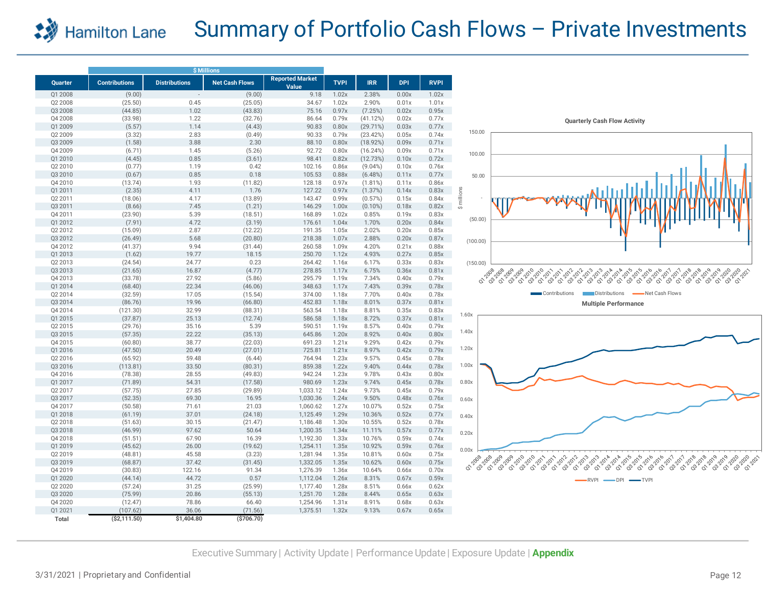# Summary of Portfolio Cash Flows – Private Investments

| Quarter | $ Millions Contributions | Distributions | Net Cash Flows | Reported Market Value | TVPI | IRR | DPI | RVPI |
|---|---|---|---|---|---|---|---|---|
| Q1 2008 | (9.00) | - | (9.00) | 9.18 | 1.02x | 2.38% | 0.00x | 1.02x |
| Q2 2008 | (25.50) | 0.45 | (25.05) | 34.67 | 1.02x | 2.90% | 0.01x | 1.01x |
| Q3 2008 | (44.85) | 1.02 | (43.83) | 75.16 | 0.97x | (7.25%) | 0.02x | 0.95x |
| Q4 2008 | (33.98) | 1.22 | (32.76) | 86.64 | 0.79x | (41.12%) | 0.02x | 0.77x |
| Q1 2009 | (5.57) | 1.14 | (4.43) | 90.83 | 0.80x | (29.71%) | 0.03x | 0.77x |
| Q2 2009 | (3.32) | 2.83 | (0.49) | 90.33 | 0.79x | (23.42%) | 0.05x | 0.74x |
| Q3 2009 | (1.58) | 3.88 | 2.30 | 88.10 | 0.80x | (18.92%) | 0.09x | 0.71x |
| Q4 2009 | (6.71) | 1.45 | (5.26) | 92.72 | 0.80x | (16.24%) | 0.09x | 0.71x |
| Q1 2010 | (4.45) | 0.85 | (3.61) | 98.41 | 0.82x | (12.73%) | 0.10x | 0.72x |
| Q2 2010 | (0.77) | 1.19 | 0.42 | 102.16 | 0.86x | (9.04%) | 0.10x | 0.76x |
| Q3 2010 | (0.67) | 0.85 | 0.18 | 105.53 | 0.88x | (6.48%) | 0.11x | 0.77x |
| Q4 2010 | (13.74) | 1.93 | (11.82) | 128.18 | 0.97x | (1.81%) | 0.11x | 0.86x |
| Q1 2011 | (2.35) | 4.11 | 1.76 | 127.22 | 0.97x | (1.37%) | 0.14x | 0.83x |
| Q2 2011 | (18.06) | 4.17 | (13.89) | 143.47 | 0.99x | (0.57%) | 0.15x | 0.84x |
| Q3 2011 | (8.66) | 7.45 | (1.21) | 146.29 | 1.00x | (0.10%) | 0.18x | 0.82x |
| Q4 2011 | (23.90) | 5.39 | (18.51) | 168.89 | 1.02x | 0.85% | 0.19x | 0.83x |
| Q1 2012 | (7.91) | 4.72 | (3.19) | 176.61 | 1.04x | 1.70% | 0.20x | 0.84x |
| Q2 2012 | (15.09) | 2.87 | (12.22) | 191.35 | 1.05x | 2.02% | 0.20x | 0.85x |
| Q3 2012 | (26.49) | 5.68 | (20.80) | 218.38 | 1.07x | 2.88% | 0.20x | 0.87x |
| Q4 2012 | (41.37) | 9.94 | (31.44) | 260.58 | 1.09x | 4.20% | 0.21x | 0.88x |
| Q1 2013 | (1.62) | 19.77 | 18.15 | 250.70 | 1.12x | 4.93% | 0.27x | 0.85x |
| Q2 2013 | (24.54) | 24.77 | 0.23 | 264.42 | 1.16x | 6.17% | 0.33x | 0.83x |
| Q3 2013 | (21.65) | 16.87 | (4.77) | 278.85 | 1.17x | 6.75% | 0.36x | 0.81x |
| Q4 2013 | (33.78) | 27.92 | (5.86) | 295.79 | 1.19x | 7.34% | 0.40x | 0.79x |
| Q1 2014 | (68.40) | 22.34 | (46.06) | 348.63 | 1.17x | 7.43% | 0.39x | 0.78x |
| Q2 2014 | (32.59) | 17.05 | (15.54) | 374.00 | 1.18x | 7.70% | 0.40x | 0.78x |
| Q3 2014 | (86.76) | 19.96 | (66.80) | 452.83 | 1.18x | 8.01% | 0.37x | 0.81x |
| Q4 2014 | (121.30) | 32.99 | (88.31) | 563.54 | 1.18x | 8.81% | 0.35x | 0.83x |
| Q1 2015 | (37.87) | 25.13 | (12.74) | 586.58 | 1.18x | 8.72% | 0.37x | 0.81x |
| Q2 2015 | (29.76) | 35.16 | 5.39 | 590.51 | 1.19x | 8.57% | 0.40x | 0.79x |
| Q3 2015 | (57.35) | 22.22 | (35.13) | 645.86 | 1.20x | 8.92% | 0.40x | 0.80x |
| Q4 2015 | (60.80) | 38.77 | (22.03) | 691.23 | 1.21x | 9.29% | 0.42x | 0.79x |
| Q1 2016 | (47.50) | 20.49 | (27.01) | 725.81 | 1.21x | 8.97% | 0.42x | 0.79x |
| Q2 2016 | (65.92) | 59.48 | (6.44) | 764.94 | 1.23x | 9.57% | 0.45x | 0.78x |
| Q3 2016 | (113.81) | 33.50 | (80.31) | 859.38 | 1.22x | 9.40% | 0.44x | 0.78x |
| Q4 2016 | (78.38) | 28.55 | (49.83) | 942.24 | 1.23x | 9.78% | 0.43x | 0.80x |
| Q1 2017 | (71.89) | 54.31 | (17.58) | 980.69 | 1.23x | 9.74% | 0.45x | 0.78x |
| Q2 2017 | (57.75) | 27.85 | (29.89) | 1,033.12 | 1.24x | 9.73% | 0.45x | 0.79x |
| Q3 2017 | (52.35) | 69.30 | 16.95 | 1,030.36 | 1.24x | 9.50% | 0.48x | 0.76x |
| Q4 2017 | (50.58) | 71.61 | 21.03 | 1,060.62 | 1.27x | 10.07% | 0.52x | 0.75x |
| Q1 2018 | (61.19) | 37.01 | (24.18) | 1,125.49 | 1.29x | 10.36% | 0.52x | 0.77x |
| Q2 2018 | (51.63) | 30.15 | (21.47) | 1,186.48 | 1.30x | 10.55% | 0.52x | 0.78x |
| Q3 2018 | (46.99) | 97.62 | 50.64 | 1,200.35 | 1.34x | 11.11% | 0.57x | 0.77x |
| Q4 2018 | (51.51) | 67.90 | 16.39 | 1,192.30 | 1.33x | 10.76% | 0.59x | 0.74x |
| Q1 2019 | (45.62) | 26.00 | (19.62) | 1,254.11 | 1.35x | 10.92% | 0.59x | 0.76x |
| Q2 2019 | (48.81) | 45.58 | (3.23) | 1,281.94 | 1.35x | 10.81% | 0.60x | 0.75x |
| Q3 2019 | (68.87) | 37.42 | (31.45) | 1,332.05 | 1.35x | 10.62% | 0.60x | 0.75x |
| Q4 2019 | (30.83) | 122.16 | 91.34 | 1,276.39 | 1.36x | 10.64% | 0.66x | 0.70x |
| Q1 2020 | (44.14) | 44.72 | 0.57 | 1,112.04 | 1.26x | 8.31% | 0.67x | 0.59x |
| Q2 2020 | (57.24) | 31.25 | (25.99) | 1,177.40 | 1.28x | 8.51% | 0.66x | 0.62x |
| Q3 2020 | (75.99) | 20.86 | (55.13) | 1,251.70 | 1.28x | 8.44% | 0.65x | 0.63x |
| Q4 2020 | (12.47) | 78.86 | 66.40 | 1,254.96 | 1.31x | 8.91% | 0.68x | 0.63x |
| Q1 2021 | (107.62) | 36.06 | (71.56) | 1,375.51 | 1.32x | 9.13% | 0.67x | 0.65x |
| **Total** | **($2,111.50)** | **$1,404.80** | **($706.70)** | | | | | |

**Quarterly Cash Flow Activity**

**Multiple Performance**

Executive Summary | Activity Update | Performance Update | Exposure Update | **Appendix**

3/31/2021 | Proprietary and Confidential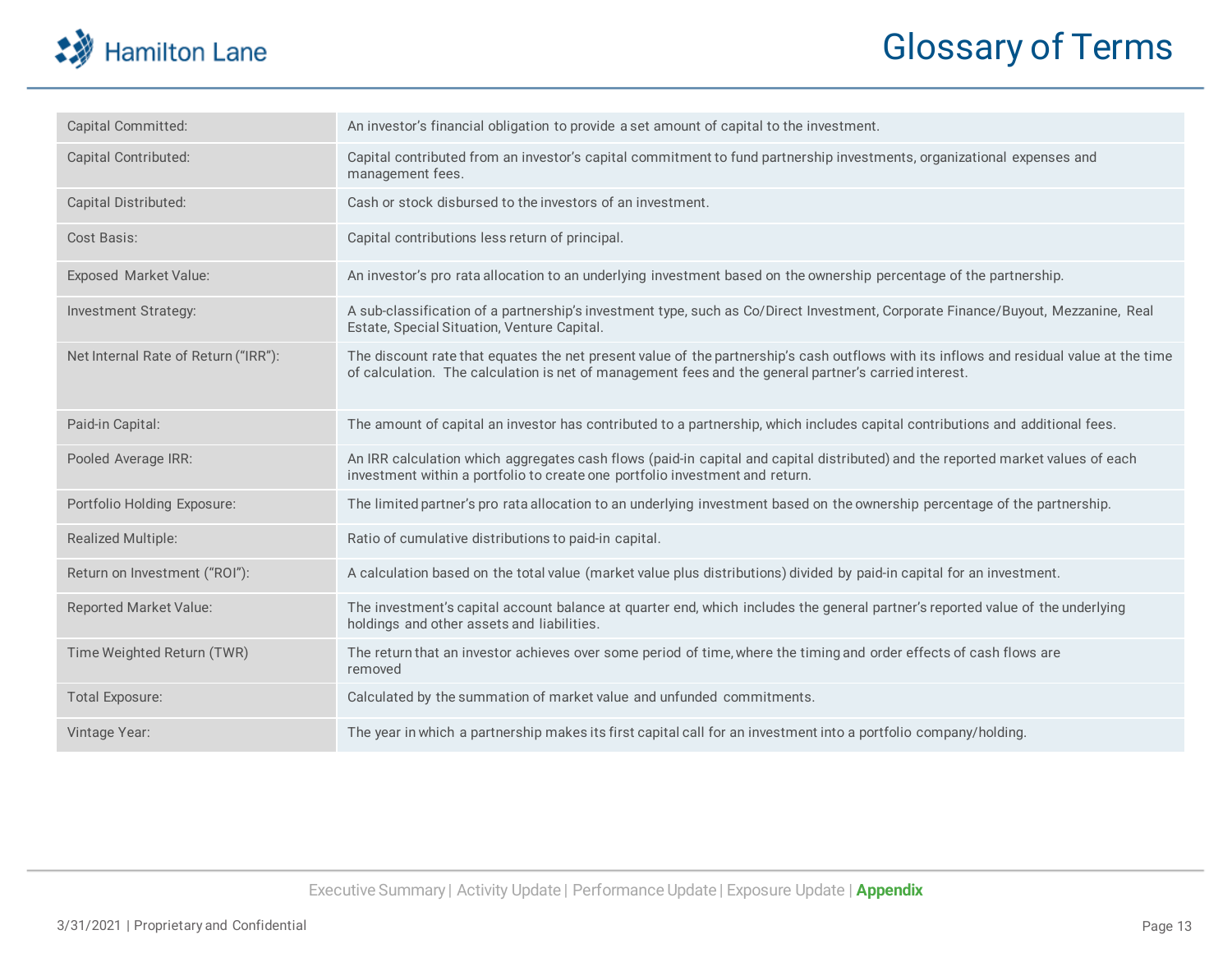# Glossary of Terms

| Term | Definition |
|---|---|
| Capital Committed: | An investor's financial obligation to provide a set amount of capital to the investment. |
| Capital Contributed: | Capital contributed from an investor's capital commitment to fund partnership investments, organizational expenses and management fees. |
| Capital Distributed: | Cash or stock disbursed to the investors of an investment. |
| Cost Basis: | Capital contributions less return of principal. |
| Exposed Market Value: | An investor's pro rata allocation to an underlying investment based on the ownership percentage of the partnership. |
| Investment Strategy: | A sub-classification of a partnership's investment type, such as Co/Direct Investment, Corporate Finance/Buyout, Mezzanine, Real Estate, Special Situation, Venture Capital. |
| Net Internal Rate of Return ("IRR"): | The discount rate that equates the net present value of the partnership's cash outflows with its inflows and residual value at the time of calculation. The calculation is net of management fees and the general partner's carried interest. |
| Paid-in Capital: | The amount of capital an investor has contributed to a partnership, which includes capital contributions and additional fees. |
| Pooled Average IRR: | An IRR calculation which aggregates cash flows (paid-in capital and capital distributed) and the reported market values of each investment within a portfolio to create one portfolio investment and return. |
| Portfolio Holding Exposure: | The limited partner's pro rata allocation to an underlying investment based on the ownership percentage of the partnership. |
| Realized Multiple: | Ratio of cumulative distributions to paid-in capital. |
| Return on Investment ("ROI"): | A calculation based on the total value (market value plus distributions) divided by paid-in capital for an investment. |
| Reported Market Value: | The investment's capital account balance at quarter end, which includes the general partner's reported value of the underlying holdings and other assets and liabilities. |
| Time Weighted Return (TWR) | The return that an investor achieves over some period of time, where the timing and order effects of cash flows are removed |
| Total Exposure: | Calculated by the summation of market value and unfunded commitments. |
| Vintage Year: | The year in which a partnership makes its first capital call for an investment into a portfolio company/holding. |

Executive Summary | Activity Update | Performance Update | Exposure Update | **Appendix**

3/31/2021 | Proprietary and Confidential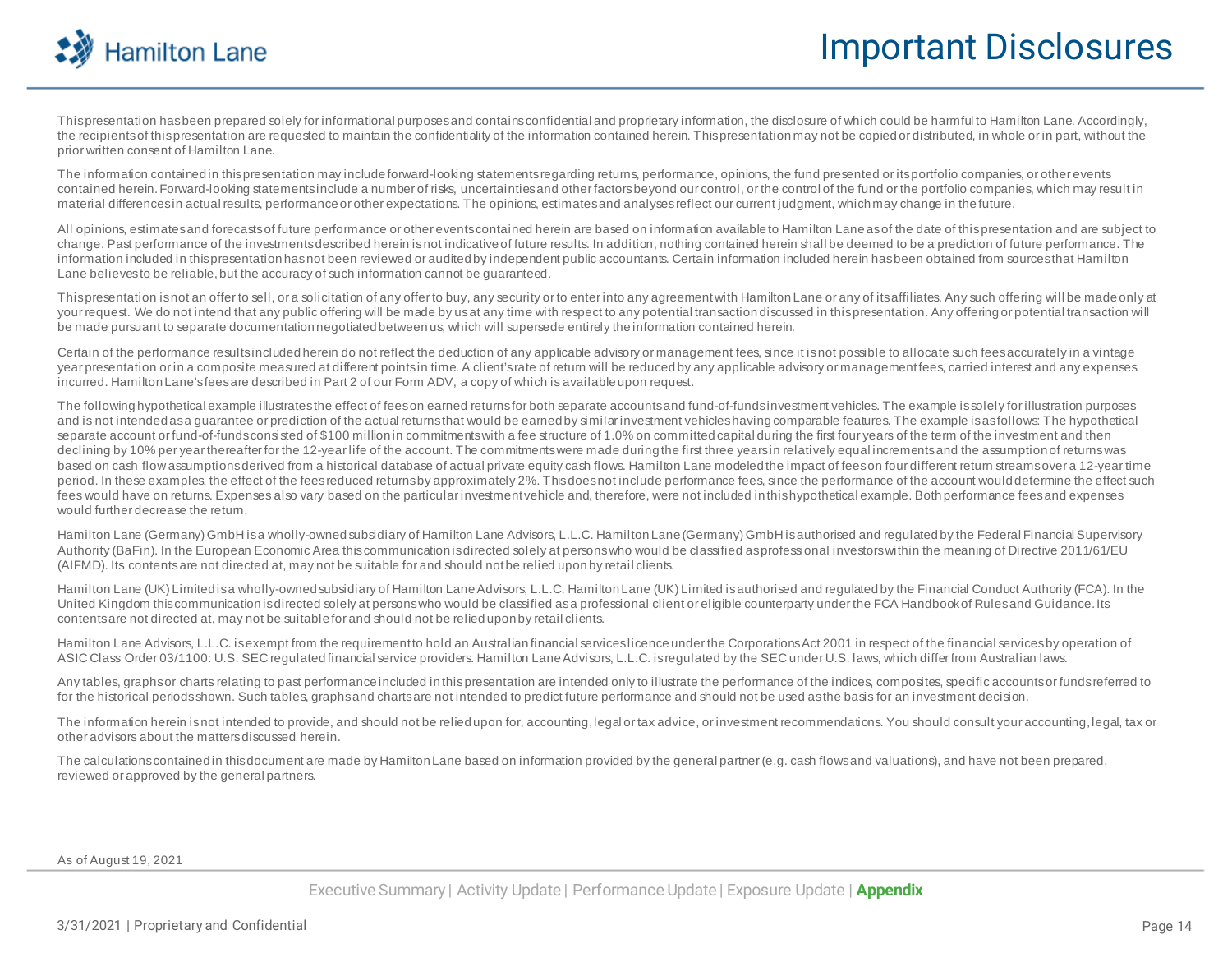# Important Disclosures

This presentation has been prepared solely for informational purposes and contains confidential and proprietary information, the disclosure of which could be harmful to Hamilton Lane. Accordingly, the recipients of this presentation are requested to maintain the confidentiality of the information contained herein. This presentation may not be copied or distributed, in whole or in part, without the prior written consent of Hamilton Lane.

The information contained in this presentation may include forward-looking statements regarding returns, performance, opinions, the fund presented or its portfolio companies, or other events contained herein. Forward-looking statements include a number of risks, uncertainties and other factors beyond our control, or the control of the fund or the portfolio companies, which may result in material differences in actual results, performance or other expectations. The opinions, estimates and analyses reflect our current judgment, which may change in the future.

All opinions, estimates and forecasts of future performance or other events contained herein are based on information available to Hamilton Lane as of the date of this presentation and are subject to change. Past performance of the investments described herein is not indicative of future results. In addition, nothing contained herein shall be deemed to be a prediction of future performance. The information included in this presentation has not been reviewed or audited by independent public accountants. Certain information included herein has been obtained from sources that Hamilton Lane believes to be reliable, but the accuracy of such information cannot be guaranteed.

This presentation is not an offer to sell, or a solicitation of any offer to buy, any security or to enter into any agreement with Hamilton Lane or any of its affiliates. Any such offering will be made only at your request. We do not intend that any public offering will be made by us at any time with respect to any potential transaction discussed in this presentation. Any offering or potential transaction will be made pursuant to separate documentation negotiated between us, which will supersede entirely the information contained herein.

Certain of the performance results included herein do not reflect the deduction of any applicable advisory or management fees, since it is not possible to allocate such fees accurately in a vintage year presentation or in a composite measured at different points in time. A client's rate of return will be reduced by any applicable advisory or management fees, carried interest and any expenses incurred. Hamilton Lane's fees are described in Part 2 of our Form ADV, a copy of which is available upon request.

The following hypothetical example illustrates the effect of fees on earned returns for both separate accounts and fund-of-funds investment vehicles. The example is solely for illustration purposes and is not intended as a guarantee or prediction of the actual returns that would be earned by similar investment vehicles having comparable features. The example is as follows: The hypothetical separate account or fund-of-funds consisted of $100 million in commitments with a fee structure of 1.0% on committed capital during the first four years of the term of the investment and then declining by 10% per year thereafter for the 12-year life of the account. The commitments were made during the first three years in relatively equal increments and the assumption of returns was based on cash flow assumptions derived from a historical database of actual private equity cash flows. Hamilton Lane modeled the impact of fees on four different return streams over a 12-year time period. In these examples, the effect of the fees reduced returns by approximately 2%. This does not include performance fees, since the performance of the account would determine the effect such fees would have on returns. Expenses also vary based on the particular investment vehicle and, therefore, were not included in this hypothetical example. Both performance fees and expenses would further decrease the return.

Hamilton Lane (Germany) GmbH is a wholly-owned subsidiary of Hamilton Lane Advisors, L.L.C. Hamilton Lane (Germany) GmbH is authorised and regulated by the Federal Financial Supervisory Authority (BaFin). In the European Economic Area this communication is directed solely at persons who would be classified as professional investors within the meaning of Directive 2011/61/EU (AIFMD). Its contents are not directed at, may not be suitable for and should not be relied upon by retail clients.

Hamilton Lane (UK) Limited is a wholly-owned subsidiary of Hamilton Lane Advisors, L.L.C. Hamilton Lane (UK) Limited is authorised and regulated by the Financial Conduct Authority (FCA). In the United Kingdom this communication is directed solely at persons who would be classified as a professional client or eligible counterparty under the FCA Handbook of Rules and Guidance. Its contents are not directed at, may not be suitable for and should not be relied upon by retail clients.

Hamilton Lane Advisors, L.L.C. is exempt from the requirement to hold an Australian financial services licence under the Corporations Act 2001 in respect of the financial services by operation of ASIC Class Order 03/1100: U.S. SEC regulated financial service providers. Hamilton Lane Advisors, L.L.C. is regulated by the SEC under U.S. laws, which differ from Australian laws.

Any tables, graphs or charts relating to past performance included in this presentation are intended only to illustrate the performance of the indices, composites, specific accounts or funds referred to for the historical periods shown. Such tables, graphs and charts are not intended to predict future performance and should not be used as the basis for an investment decision.

The information herein is not intended to provide, and should not be relied upon for, accounting, legal or tax advice, or investment recommendations. You should consult your accounting, legal, tax or other advisors about the matters discussed herein.

The calculations contained in this document are made by Hamilton Lane based on information provided by the general partner (e.g. cash flows and valuations), and have not been prepared, reviewed or approved by the general partners.

As of August 19, 2021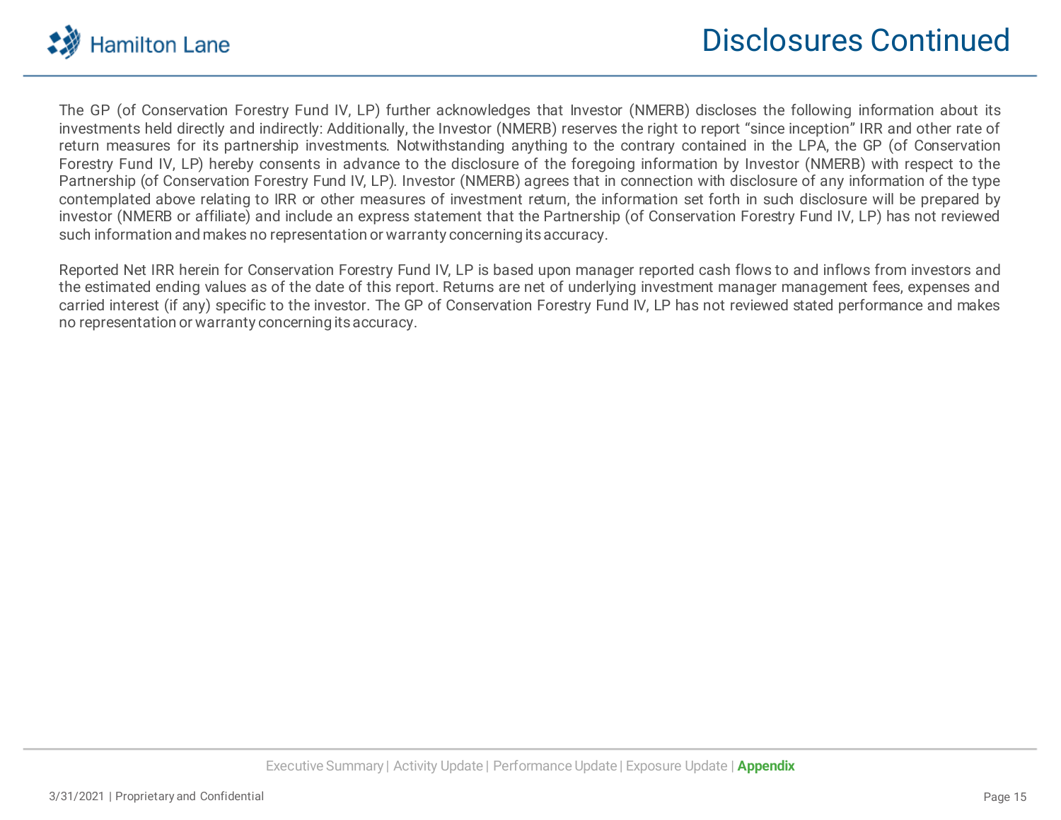# Disclosures Continued

The GP (of Conservation Forestry Fund IV, LP) further acknowledges that Investor (NMERB) discloses the following information about its investments held directly and indirectly: Additionally, the Investor (NMERB) reserves the right to report "since inception" IRR and other rate of return measures for its partnership investments. Notwithstanding anything to the contrary contained in the LPA, the GP (of Conservation Forestry Fund IV, LP) hereby consents in advance to the disclosure of the foregoing information by Investor (NMERB) with respect to the Partnership (of Conservation Forestry Fund IV, LP). Investor (NMERB) agrees that in connection with disclosure of any information of the type contemplated above relating to IRR or other measures of investment return, the information set forth in such disclosure will be prepared by investor (NMERB or affiliate) and include an express statement that the Partnership (of Conservation Forestry Fund IV, LP) has not reviewed such information and makes no representation or warranty concerning its accuracy.

Reported Net IRR herein for Conservation Forestry Fund IV, LP is based upon manager reported cash flows to and inflows from investors and the estimated ending values as of the date of this report. Returns are net of underlying investment manager management fees, expenses and carried interest (if any) specific to the investor. The GP of Conservation Forestry Fund IV, LP has not reviewed stated performance and makes no representation or warranty concerning its accuracy.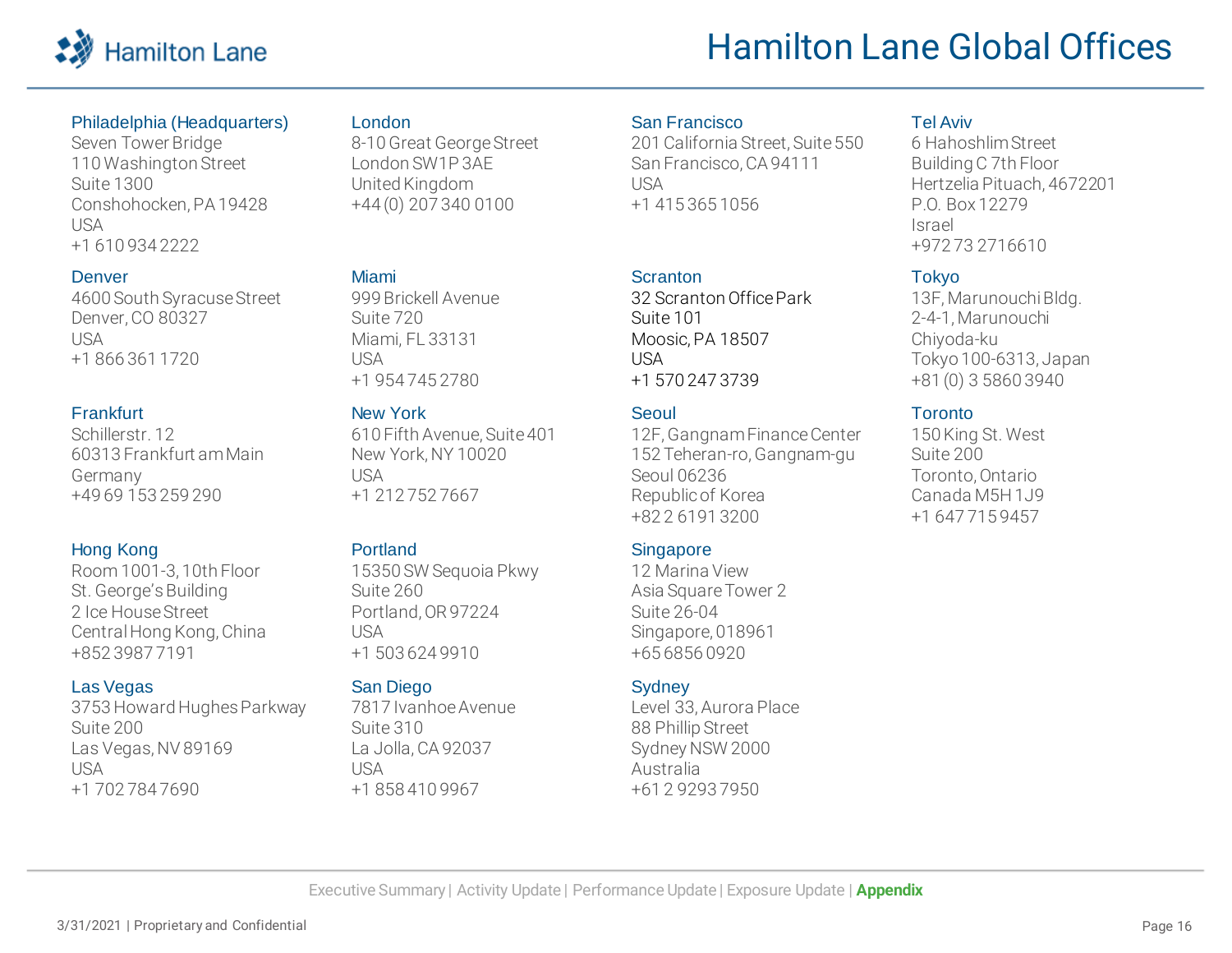# Hamilton Lane Global Offices

**Philadelphia (Headquarters)**
Seven Tower Bridge
110 Washington Street
Suite 1300
Conshohocken, PA 19428
USA
+1 610 934 2222

**Denver**
4600 South Syracuse Street
Denver, CO 80327
USA
+1 866 361 1720

**Frankfurt**
Schillerstr. 12
60313 Frankfurt am Main
Germany
+49 69 153 259 290

**Hong Kong**
Room 1001-3, 10th Floor
St. George's Building
2 Ice House Street
Central Hong Kong, China
+852 3987 7191

**Las Vegas**
3753 Howard Hughes Parkway
Suite 200
Las Vegas, NV 89169
USA
+1 702 784 7690

**London**
8-10 Great George Street
London SW1P 3AE
United Kingdom
+44 (0) 207 340 0100

**Miami**
999 Brickell Avenue
Suite 720
Miami, FL 33131
USA
+1 954 745 2780

**New York**
610 Fifth Avenue, Suite 401
New York, NY 10020
USA
+1 212 752 7667

**Portland**
15350 SW Sequoia Pkwy
Suite 260
Portland, OR 97224
USA
+1 503 624 9910

**San Diego**
7817 Ivanhoe Avenue
Suite 310
La Jolla, CA 92037
USA
+1 858 410 9967

**San Francisco**
201 California Street, Suite 550
San Francisco, CA 94111
USA
+1 415 365 1056

**Scranton**
32 Scranton Office Park
Suite 101
Moosic, PA 18507
USA
+1 570 247 3739

**Seoul**
12F, Gangnam Finance Center
152 Teheran-ro, Gangnam-gu
Seoul 06236
Republic of Korea
+82 2 6191 3200

**Singapore**
12 Marina View
Asia Square Tower 2
Suite 26-04
Singapore, 018961
+65 6856 0920

**Sydney**
Level 33, Aurora Place
88 Phillip Street
Sydney NSW 2000
Australia
+61 2 9293 7950

**Tel Aviv**
6 Hahoshlim Street
Building C 7th Floor
Hertzelia Pituach, 4672201
P.O. Box 12279
Israel
+972 73 2716610

**Tokyo**
13F, Marunouchi Bldg.
2-4-1, Marunouchi
Chiyoda-ku
Tokyo 100-6313, Japan
+81 (0) 3 5860 3940

**Toronto**
150 King St. West
Suite 200
Toronto, Ontario
Canada M5H 1J9
+1 647 715 9457